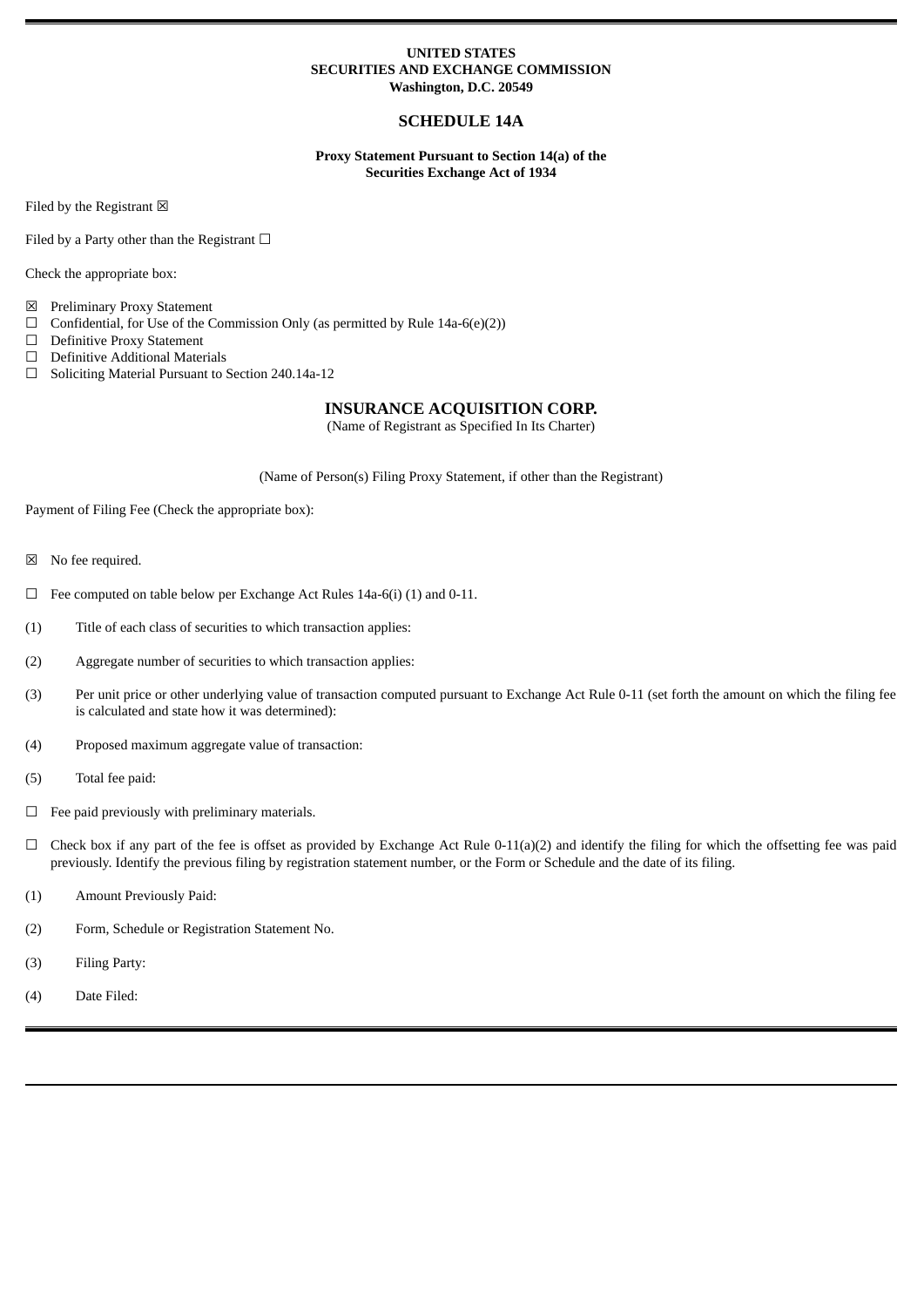**UNITED STATES**
**SECURITIES AND EXCHANGE COMMISSION**
**Washington, D.C. 20549**

## SCHEDULE 14A

**Proxy Statement Pursuant to Section 14(a) of the**
**Securities Exchange Act of 1934**

Filed by the Registrant ☒

Filed by a Party other than the Registrant ☐

Check the appropriate box:

☒ Preliminary Proxy Statement
☐ Confidential, for Use of the Commission Only (as permitted by Rule 14a-6(e)(2))
☐ Definitive Proxy Statement
☐ Definitive Additional Materials
☐ Soliciting Material Pursuant to Section 240.14a-12

## INSURANCE ACQUISITION CORP.

(Name of Registrant as Specified In Its Charter)

(Name of Person(s) Filing Proxy Statement, if other than the Registrant)

Payment of Filing Fee (Check the appropriate box):

☒ No fee required.

☐ Fee computed on table below per Exchange Act Rules 14a-6(i) (1) and 0-11.

(1) Title of each class of securities to which transaction applies:

(2) Aggregate number of securities to which transaction applies:

(3) Per unit price or other underlying value of transaction computed pursuant to Exchange Act Rule 0-11 (set forth the amount on which the filing fee is calculated and state how it was determined):

(4) Proposed maximum aggregate value of transaction:

(5) Total fee paid:

☐ Fee paid previously with preliminary materials.

☐ Check box if any part of the fee is offset as provided by Exchange Act Rule 0-11(a)(2) and identify the filing for which the offsetting fee was paid previously. Identify the previous filing by registration statement number, or the Form or Schedule and the date of its filing.

(1) Amount Previously Paid:

(2) Form, Schedule or Registration Statement No.

(3) Filing Party:

(4) Date Filed: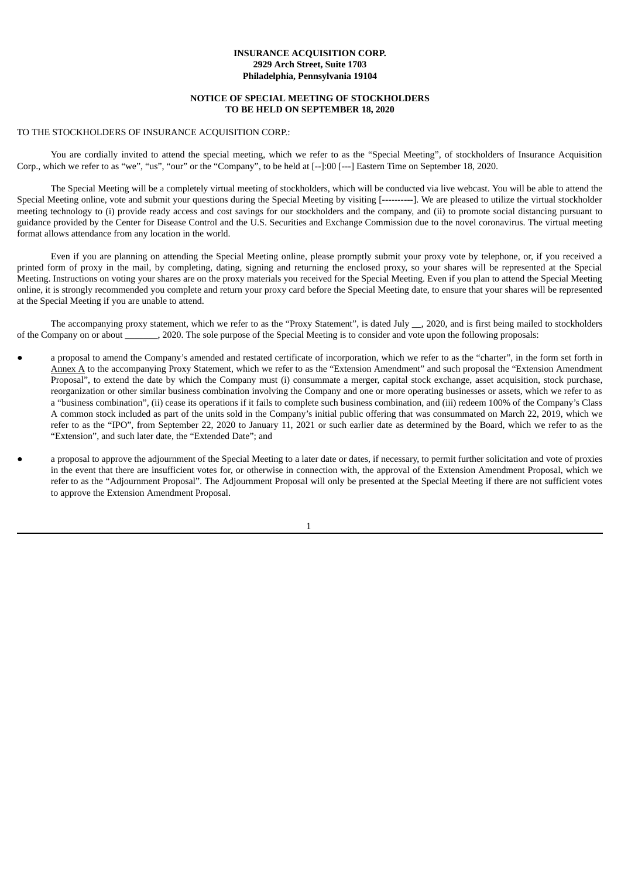**INSURANCE ACQUISITION CORP.**
**2929 Arch Street, Suite 1703**
**Philadelphia, Pennsylvania 19104**

**NOTICE OF SPECIAL MEETING OF STOCKHOLDERS**
**TO BE HELD ON SEPTEMBER 18, 2020**

TO THE STOCKHOLDERS OF INSURANCE ACQUISITION CORP.:

You are cordially invited to attend the special meeting, which we refer to as the "Special Meeting", of stockholders of Insurance Acquisition Corp., which we refer to as "we", "us", "our" or the "Company", to be held at [--]:00 [---] Eastern Time on September 18, 2020.

The Special Meeting will be a completely virtual meeting of stockholders, which will be conducted via live webcast. You will be able to attend the Special Meeting online, vote and submit your questions during the Special Meeting by visiting [----------]. We are pleased to utilize the virtual stockholder meeting technology to (i) provide ready access and cost savings for our stockholders and the company, and (ii) to promote social distancing pursuant to guidance provided by the Center for Disease Control and the U.S. Securities and Exchange Commission due to the novel coronavirus. The virtual meeting format allows attendance from any location in the world.

Even if you are planning on attending the Special Meeting online, please promptly submit your proxy vote by telephone, or, if you received a printed form of proxy in the mail, by completing, dating, signing and returning the enclosed proxy, so your shares will be represented at the Special Meeting. Instructions on voting your shares are on the proxy materials you received for the Special Meeting. Even if you plan to attend the Special Meeting online, it is strongly recommended you complete and return your proxy card before the Special Meeting date, to ensure that your shares will be represented at the Special Meeting if you are unable to attend.

The accompanying proxy statement, which we refer to as the "Proxy Statement", is dated July __, 2020, and is first being mailed to stockholders of the Company on or about _______, 2020. The sole purpose of the Special Meeting is to consider and vote upon the following proposals:

- a proposal to amend the Company's amended and restated certificate of incorporation, which we refer to as the "charter", in the form set forth in Annex A to the accompanying Proxy Statement, which we refer to as the "Extension Amendment" and such proposal the "Extension Amendment Proposal", to extend the date by which the Company must (i) consummate a merger, capital stock exchange, asset acquisition, stock purchase, reorganization or other similar business combination involving the Company and one or more operating businesses or assets, which we refer to as a "business combination", (ii) cease its operations if it fails to complete such business combination, and (iii) redeem 100% of the Company's Class A common stock included as part of the units sold in the Company's initial public offering that was consummated on March 22, 2019, which we refer to as the "IPO", from September 22, 2020 to January 11, 2021 or such earlier date as determined by the Board, which we refer to as the "Extension", and such later date, the "Extended Date"; and

- a proposal to approve the adjournment of the Special Meeting to a later date or dates, if necessary, to permit further solicitation and vote of proxies in the event that there are insufficient votes for, or otherwise in connection with, the approval of the Extension Amendment Proposal, which we refer to as the "Adjournment Proposal". The Adjournment Proposal will only be presented at the Special Meeting if there are not sufficient votes to approve the Extension Amendment Proposal.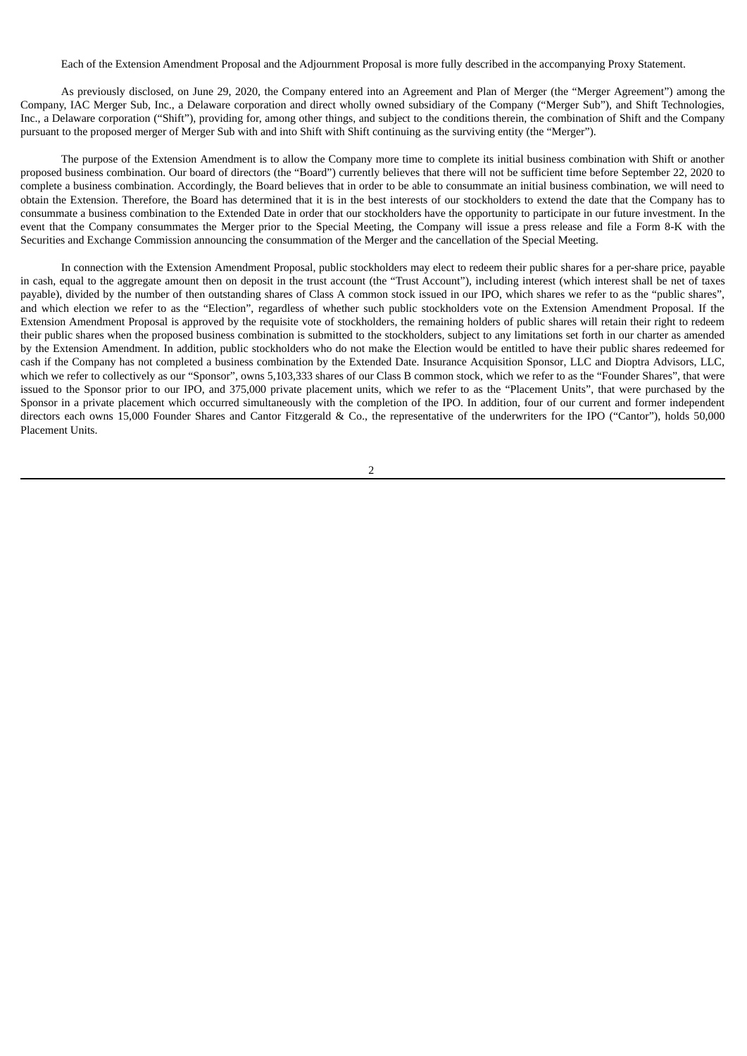Each of the Extension Amendment Proposal and the Adjournment Proposal is more fully described in the accompanying Proxy Statement.

As previously disclosed, on June 29, 2020, the Company entered into an Agreement and Plan of Merger (the "Merger Agreement") among the Company, IAC Merger Sub, Inc., a Delaware corporation and direct wholly owned subsidiary of the Company ("Merger Sub"), and Shift Technologies, Inc., a Delaware corporation ("Shift"), providing for, among other things, and subject to the conditions therein, the combination of Shift and the Company pursuant to the proposed merger of Merger Sub with and into Shift with Shift continuing as the surviving entity (the "Merger").

The purpose of the Extension Amendment is to allow the Company more time to complete its initial business combination with Shift or another proposed business combination. Our board of directors (the "Board") currently believes that there will not be sufficient time before September 22, 2020 to complete a business combination. Accordingly, the Board believes that in order to be able to consummate an initial business combination, we will need to obtain the Extension. Therefore, the Board has determined that it is in the best interests of our stockholders to extend the date that the Company has to consummate a business combination to the Extended Date in order that our stockholders have the opportunity to participate in our future investment. In the event that the Company consummates the Merger prior to the Special Meeting, the Company will issue a press release and file a Form 8-K with the Securities and Exchange Commission announcing the consummation of the Merger and the cancellation of the Special Meeting.

In connection with the Extension Amendment Proposal, public stockholders may elect to redeem their public shares for a per-share price, payable in cash, equal to the aggregate amount then on deposit in the trust account (the "Trust Account"), including interest (which interest shall be net of taxes payable), divided by the number of then outstanding shares of Class A common stock issued in our IPO, which shares we refer to as the "public shares", and which election we refer to as the "Election", regardless of whether such public stockholders vote on the Extension Amendment Proposal. If the Extension Amendment Proposal is approved by the requisite vote of stockholders, the remaining holders of public shares will retain their right to redeem their public shares when the proposed business combination is submitted to the stockholders, subject to any limitations set forth in our charter as amended by the Extension Amendment. In addition, public stockholders who do not make the Election would be entitled to have their public shares redeemed for cash if the Company has not completed a business combination by the Extended Date. Insurance Acquisition Sponsor, LLC and Dioptra Advisors, LLC, which we refer to collectively as our "Sponsor", owns 5,103,333 shares of our Class B common stock, which we refer to as the "Founder Shares", that were issued to the Sponsor prior to our IPO, and 375,000 private placement units, which we refer to as the "Placement Units", that were purchased by the Sponsor in a private placement which occurred simultaneously with the completion of the IPO. In addition, four of our current and former independent directors each owns 15,000 Founder Shares and Cantor Fitzgerald & Co., the representative of the underwriters for the IPO ("Cantor"), holds 50,000 Placement Units.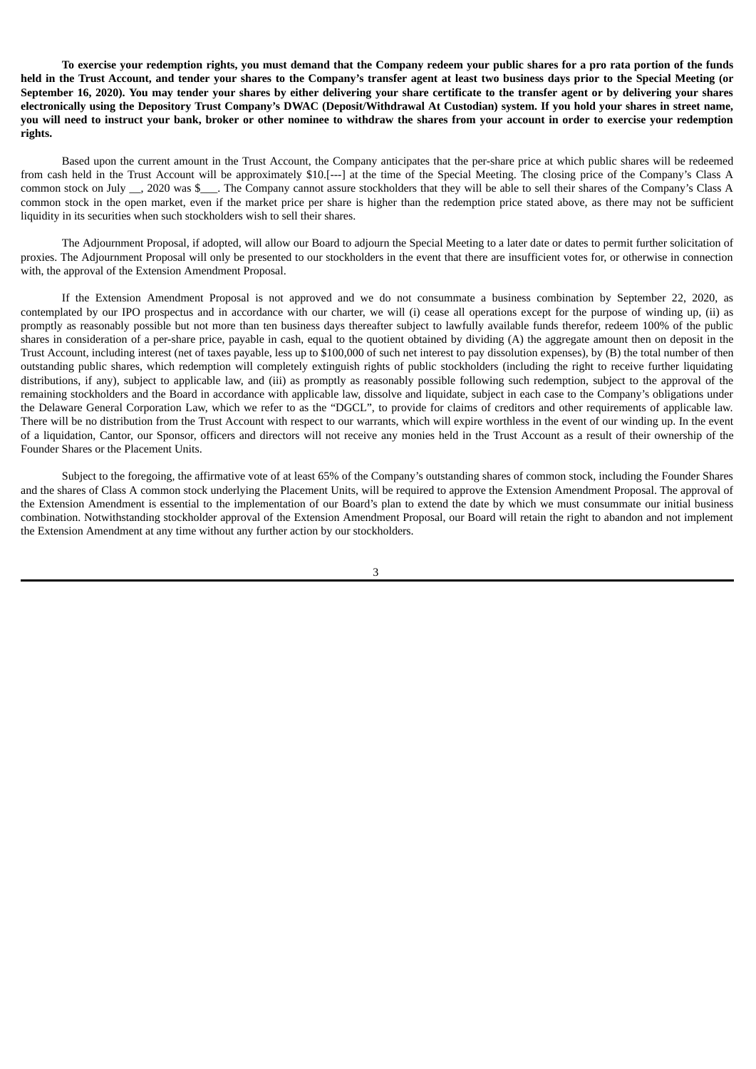**To exercise your redemption rights, you must demand that the Company redeem your public shares for a pro rata portion of the funds held in the Trust Account, and tender your shares to the Company's transfer agent at least two business days prior to the Special Meeting (or September 16, 2020). You may tender your shares by either delivering your share certificate to the transfer agent or by delivering your shares electronically using the Depository Trust Company's DWAC (Deposit/Withdrawal At Custodian) system. If you hold your shares in street name, you will need to instruct your bank, broker or other nominee to withdraw the shares from your account in order to exercise your redemption rights.**

Based upon the current amount in the Trust Account, the Company anticipates that the per-share price at which public shares will be redeemed from cash held in the Trust Account will be approximately $10.[---] at the time of the Special Meeting. The closing price of the Company's Class A common stock on July __, 2020 was $___. The Company cannot assure stockholders that they will be able to sell their shares of the Company's Class A common stock in the open market, even if the market price per share is higher than the redemption price stated above, as there may not be sufficient liquidity in its securities when such stockholders wish to sell their shares.

The Adjournment Proposal, if adopted, will allow our Board to adjourn the Special Meeting to a later date or dates to permit further solicitation of proxies. The Adjournment Proposal will only be presented to our stockholders in the event that there are insufficient votes for, or otherwise in connection with, the approval of the Extension Amendment Proposal.

If the Extension Amendment Proposal is not approved and we do not consummate a business combination by September 22, 2020, as contemplated by our IPO prospectus and in accordance with our charter, we will (i) cease all operations except for the purpose of winding up, (ii) as promptly as reasonably possible but not more than ten business days thereafter subject to lawfully available funds therefor, redeem 100% of the public shares in consideration of a per-share price, payable in cash, equal to the quotient obtained by dividing (A) the aggregate amount then on deposit in the Trust Account, including interest (net of taxes payable, less up to $100,000 of such net interest to pay dissolution expenses), by (B) the total number of then outstanding public shares, which redemption will completely extinguish rights of public stockholders (including the right to receive further liquidating distributions, if any), subject to applicable law, and (iii) as promptly as reasonably possible following such redemption, subject to the approval of the remaining stockholders and the Board in accordance with applicable law, dissolve and liquidate, subject in each case to the Company's obligations under the Delaware General Corporation Law, which we refer to as the "DGCL", to provide for claims of creditors and other requirements of applicable law. There will be no distribution from the Trust Account with respect to our warrants, which will expire worthless in the event of our winding up. In the event of a liquidation, Cantor, our Sponsor, officers and directors will not receive any monies held in the Trust Account as a result of their ownership of the Founder Shares or the Placement Units.

Subject to the foregoing, the affirmative vote of at least 65% of the Company's outstanding shares of common stock, including the Founder Shares and the shares of Class A common stock underlying the Placement Units, will be required to approve the Extension Amendment Proposal. The approval of the Extension Amendment is essential to the implementation of our Board's plan to extend the date by which we must consummate our initial business combination. Notwithstanding stockholder approval of the Extension Amendment Proposal, our Board will retain the right to abandon and not implement the Extension Amendment at any time without any further action by our stockholders.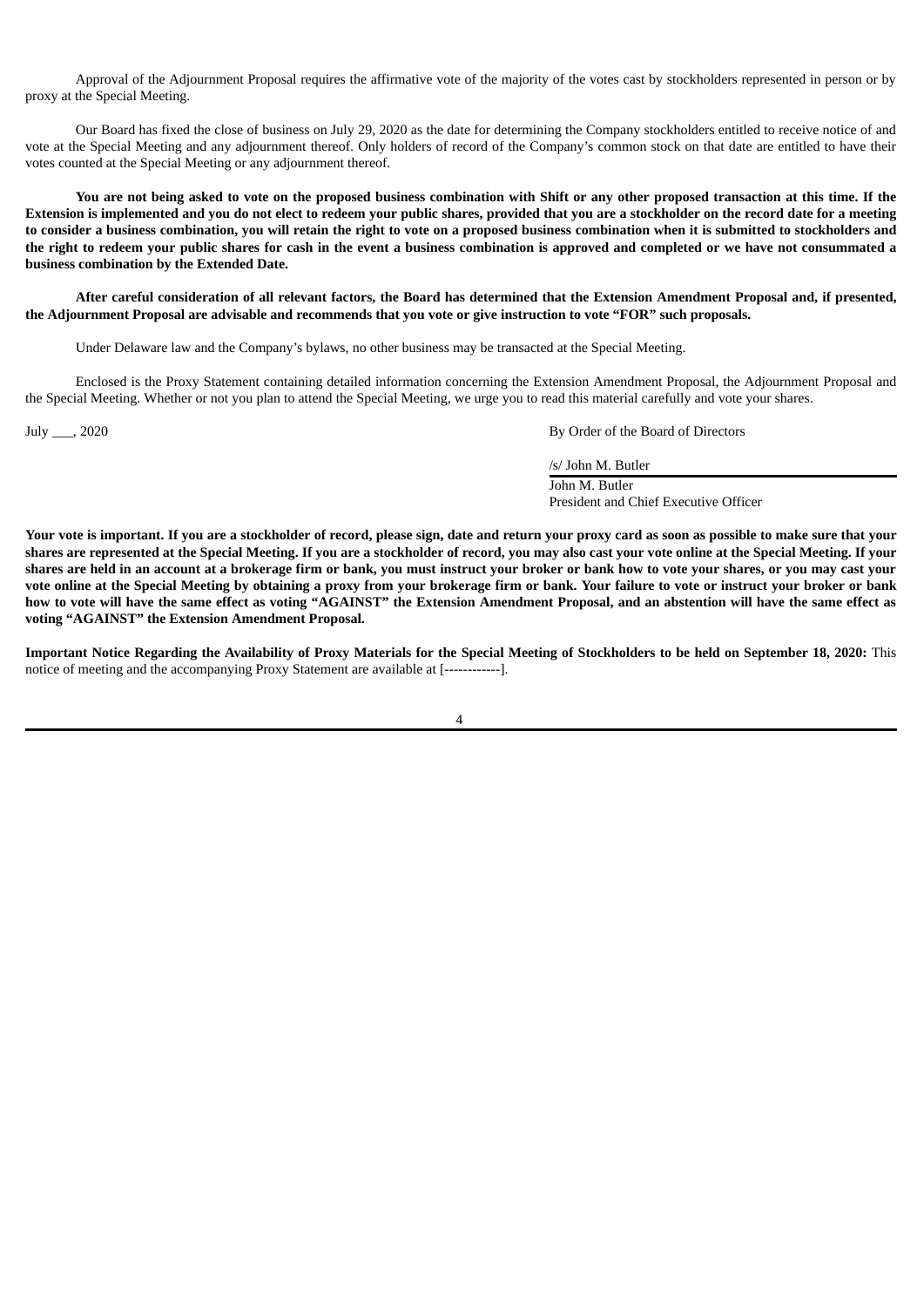Approval of the Adjournment Proposal requires the affirmative vote of the majority of the votes cast by stockholders represented in person or by proxy at the Special Meeting.

Our Board has fixed the close of business on July 29, 2020 as the date for determining the Company stockholders entitled to receive notice of and vote at the Special Meeting and any adjournment thereof. Only holders of record of the Company's common stock on that date are entitled to have their votes counted at the Special Meeting or any adjournment thereof.

**You are not being asked to vote on the proposed business combination with Shift or any other proposed transaction at this time. If the Extension is implemented and you do not elect to redeem your public shares, provided that you are a stockholder on the record date for a meeting to consider a business combination, you will retain the right to vote on a proposed business combination when it is submitted to stockholders and the right to redeem your public shares for cash in the event a business combination is approved and completed or we have not consummated a business combination by the Extended Date.**

**After careful consideration of all relevant factors, the Board has determined that the Extension Amendment Proposal and, if presented, the Adjournment Proposal are advisable and recommends that you vote or give instruction to vote "FOR" such proposals.**

Under Delaware law and the Company's bylaws, no other business may be transacted at the Special Meeting.

Enclosed is the Proxy Statement containing detailed information concerning the Extension Amendment Proposal, the Adjournment Proposal and the Special Meeting. Whether or not you plan to attend the Special Meeting, we urge you to read this material carefully and vote your shares.

July ___, 2020

By Order of the Board of Directors

/s/ John M. Butler

John M. Butler
President and Chief Executive Officer

**Your vote is important. If you are a stockholder of record, please sign, date and return your proxy card as soon as possible to make sure that your shares are represented at the Special Meeting. If you are a stockholder of record, you may also cast your vote online at the Special Meeting. If your shares are held in an account at a brokerage firm or bank, you must instruct your broker or bank how to vote your shares, or you may cast your vote online at the Special Meeting by obtaining a proxy from your brokerage firm or bank. Your failure to vote or instruct your broker or bank how to vote will have the same effect as voting "AGAINST" the Extension Amendment Proposal, and an abstention will have the same effect as voting "AGAINST" the Extension Amendment Proposal.**

**Important Notice Regarding the Availability of Proxy Materials for the Special Meeting of Stockholders to be held on September 18, 2020:** This notice of meeting and the accompanying Proxy Statement are available at [------------].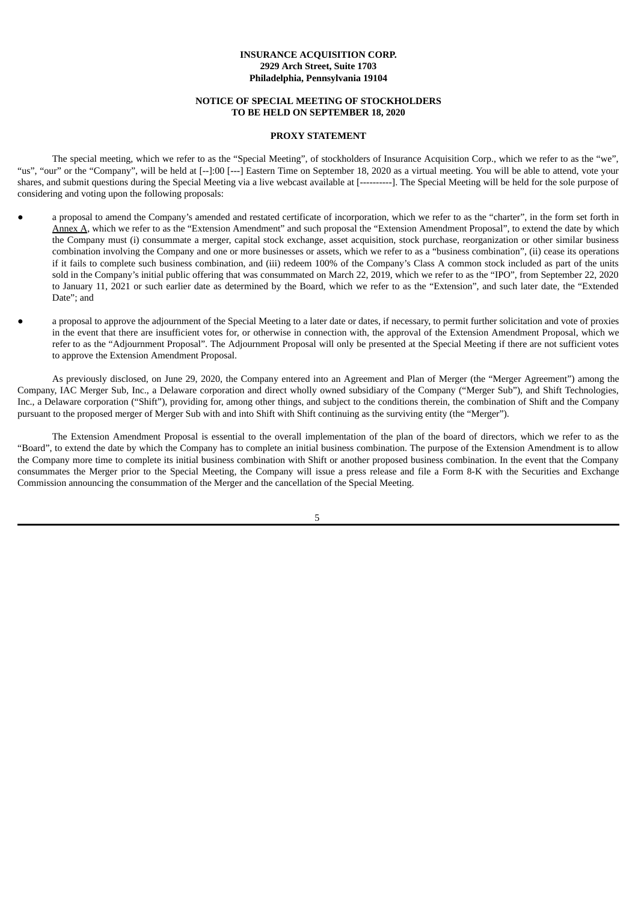**INSURANCE ACQUISITION CORP.**
**2929 Arch Street, Suite 1703**
**Philadelphia, Pennsylvania 19104**

**NOTICE OF SPECIAL MEETING OF STOCKHOLDERS**
**TO BE HELD ON SEPTEMBER 18, 2020**

**PROXY STATEMENT**

The special meeting, which we refer to as the "Special Meeting", of stockholders of Insurance Acquisition Corp., which we refer to as the "we", "us", "our" or the "Company", will be held at [--]:00 [---] Eastern Time on September 18, 2020 as a virtual meeting. You will be able to attend, vote your shares, and submit questions during the Special Meeting via a live webcast available at [----------]. The Special Meeting will be held for the sole purpose of considering and voting upon the following proposals:

- a proposal to amend the Company's amended and restated certificate of incorporation, which we refer to as the "charter", in the form set forth in Annex A, which we refer to as the "Extension Amendment" and such proposal the "Extension Amendment Proposal", to extend the date by which the Company must (i) consummate a merger, capital stock exchange, asset acquisition, stock purchase, reorganization or other similar business combination involving the Company and one or more businesses or assets, which we refer to as a "business combination", (ii) cease its operations if it fails to complete such business combination, and (iii) redeem 100% of the Company's Class A common stock included as part of the units sold in the Company's initial public offering that was consummated on March 22, 2019, which we refer to as the "IPO", from September 22, 2020 to January 11, 2021 or such earlier date as determined by the Board, which we refer to as the "Extension", and such later date, the "Extended Date"; and
- a proposal to approve the adjournment of the Special Meeting to a later date or dates, if necessary, to permit further solicitation and vote of proxies in the event that there are insufficient votes for, or otherwise in connection with, the approval of the Extension Amendment Proposal, which we refer to as the "Adjournment Proposal". The Adjournment Proposal will only be presented at the Special Meeting if there are not sufficient votes to approve the Extension Amendment Proposal.

As previously disclosed, on June 29, 2020, the Company entered into an Agreement and Plan of Merger (the "Merger Agreement") among the Company, IAC Merger Sub, Inc., a Delaware corporation and direct wholly owned subsidiary of the Company ("Merger Sub"), and Shift Technologies, Inc., a Delaware corporation ("Shift"), providing for, among other things, and subject to the conditions therein, the combination of Shift and the Company pursuant to the proposed merger of Merger Sub with and into Shift with Shift continuing as the surviving entity (the "Merger").

The Extension Amendment Proposal is essential to the overall implementation of the plan of the board of directors, which we refer to as the "Board", to extend the date by which the Company has to complete an initial business combination. The purpose of the Extension Amendment is to allow the Company more time to complete its initial business combination with Shift or another proposed business combination. In the event that the Company consummates the Merger prior to the Special Meeting, the Company will issue a press release and file a Form 8-K with the Securities and Exchange Commission announcing the consummation of the Merger and the cancellation of the Special Meeting.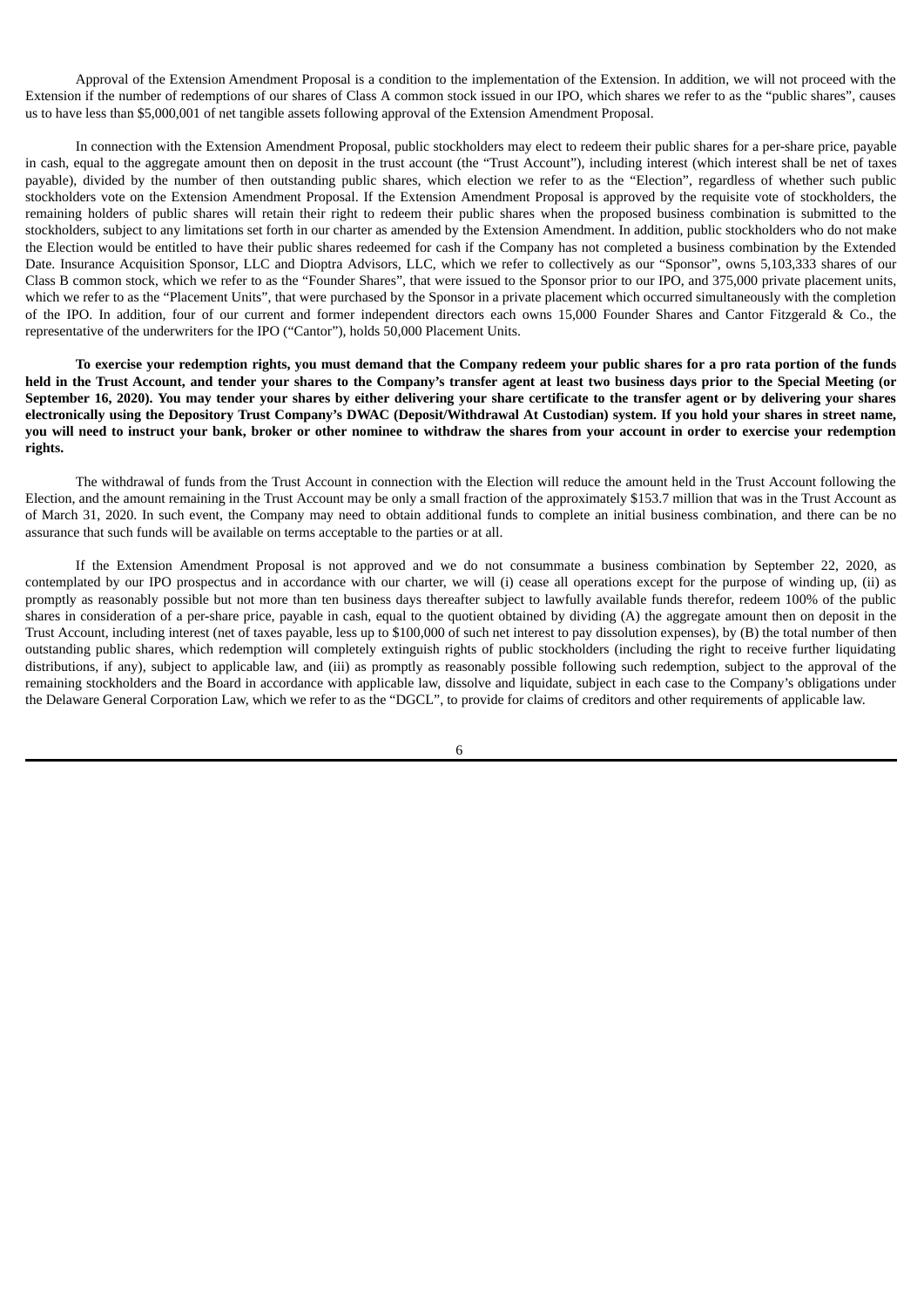Approval of the Extension Amendment Proposal is a condition to the implementation of the Extension. In addition, we will not proceed with the Extension if the number of redemptions of our shares of Class A common stock issued in our IPO, which shares we refer to as the "public shares", causes us to have less than $5,000,001 of net tangible assets following approval of the Extension Amendment Proposal.

In connection with the Extension Amendment Proposal, public stockholders may elect to redeem their public shares for a per-share price, payable in cash, equal to the aggregate amount then on deposit in the trust account (the "Trust Account"), including interest (which interest shall be net of taxes payable), divided by the number of then outstanding public shares, which election we refer to as the "Election", regardless of whether such public stockholders vote on the Extension Amendment Proposal. If the Extension Amendment Proposal is approved by the requisite vote of stockholders, the remaining holders of public shares will retain their right to redeem their public shares when the proposed business combination is submitted to the stockholders, subject to any limitations set forth in our charter as amended by the Extension Amendment. In addition, public stockholders who do not make the Election would be entitled to have their public shares redeemed for cash if the Company has not completed a business combination by the Extended Date. Insurance Acquisition Sponsor, LLC and Dioptra Advisors, LLC, which we refer to collectively as our "Sponsor", owns 5,103,333 shares of our Class B common stock, which we refer to as the "Founder Shares", that were issued to the Sponsor prior to our IPO, and 375,000 private placement units, which we refer to as the "Placement Units", that were purchased by the Sponsor in a private placement which occurred simultaneously with the completion of the IPO. In addition, four of our current and former independent directors each owns 15,000 Founder Shares and Cantor Fitzgerald & Co., the representative of the underwriters for the IPO ("Cantor"), holds 50,000 Placement Units.

**To exercise your redemption rights, you must demand that the Company redeem your public shares for a pro rata portion of the funds held in the Trust Account, and tender your shares to the Company's transfer agent at least two business days prior to the Special Meeting (or September 16, 2020). You may tender your shares by either delivering your share certificate to the transfer agent or by delivering your shares electronically using the Depository Trust Company's DWAC (Deposit/Withdrawal At Custodian) system. If you hold your shares in street name, you will need to instruct your bank, broker or other nominee to withdraw the shares from your account in order to exercise your redemption rights.**

The withdrawal of funds from the Trust Account in connection with the Election will reduce the amount held in the Trust Account following the Election, and the amount remaining in the Trust Account may be only a small fraction of the approximately $153.7 million that was in the Trust Account as of March 31, 2020. In such event, the Company may need to obtain additional funds to complete an initial business combination, and there can be no assurance that such funds will be available on terms acceptable to the parties or at all.

If the Extension Amendment Proposal is not approved and we do not consummate a business combination by September 22, 2020, as contemplated by our IPO prospectus and in accordance with our charter, we will (i) cease all operations except for the purpose of winding up, (ii) as promptly as reasonably possible but not more than ten business days thereafter subject to lawfully available funds therefor, redeem 100% of the public shares in consideration of a per-share price, payable in cash, equal to the quotient obtained by dividing (A) the aggregate amount then on deposit in the Trust Account, including interest (net of taxes payable, less up to $100,000 of such net interest to pay dissolution expenses), by (B) the total number of then outstanding public shares, which redemption will completely extinguish rights of public stockholders (including the right to receive further liquidating distributions, if any), subject to applicable law, and (iii) as promptly as reasonably possible following such redemption, subject to the approval of the remaining stockholders and the Board in accordance with applicable law, dissolve and liquidate, subject in each case to the Company's obligations under the Delaware General Corporation Law, which we refer to as the "DGCL", to provide for claims of creditors and other requirements of applicable law.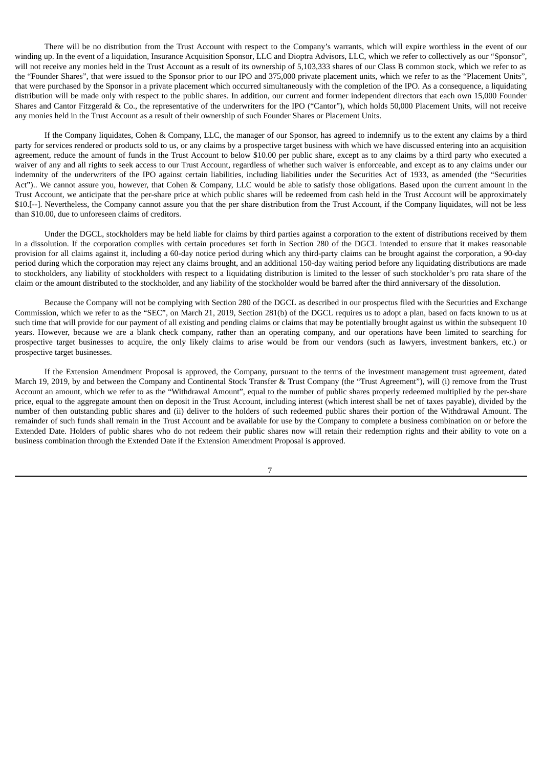There will be no distribution from the Trust Account with respect to the Company's warrants, which will expire worthless in the event of our winding up. In the event of a liquidation, Insurance Acquisition Sponsor, LLC and Dioptra Advisors, LLC, which we refer to collectively as our "Sponsor", will not receive any monies held in the Trust Account as a result of its ownership of 5,103,333 shares of our Class B common stock, which we refer to as the "Founder Shares", that were issued to the Sponsor prior to our IPO and 375,000 private placement units, which we refer to as the "Placement Units", that were purchased by the Sponsor in a private placement which occurred simultaneously with the completion of the IPO. As a consequence, a liquidating distribution will be made only with respect to the public shares. In addition, our current and former independent directors that each own 15,000 Founder Shares and Cantor Fitzgerald & Co., the representative of the underwriters for the IPO ("Cantor"), which holds 50,000 Placement Units, will not receive any monies held in the Trust Account as a result of their ownership of such Founder Shares or Placement Units.

If the Company liquidates, Cohen & Company, LLC, the manager of our Sponsor, has agreed to indemnify us to the extent any claims by a third party for services rendered or products sold to us, or any claims by a prospective target business with which we have discussed entering into an acquisition agreement, reduce the amount of funds in the Trust Account to below $10.00 per public share, except as to any claims by a third party who executed a waiver of any and all rights to seek access to our Trust Account, regardless of whether such waiver is enforceable, and except as to any claims under our indemnity of the underwriters of the IPO against certain liabilities, including liabilities under the Securities Act of 1933, as amended (the "Securities Act").. We cannot assure you, however, that Cohen & Company, LLC would be able to satisfy those obligations. Based upon the current amount in the Trust Account, we anticipate that the per-share price at which public shares will be redeemed from cash held in the Trust Account will be approximately $10.[--]. Nevertheless, the Company cannot assure you that the per share distribution from the Trust Account, if the Company liquidates, will not be less than $10.00, due to unforeseen claims of creditors.

Under the DGCL, stockholders may be held liable for claims by third parties against a corporation to the extent of distributions received by them in a dissolution. If the corporation complies with certain procedures set forth in Section 280 of the DGCL intended to ensure that it makes reasonable provision for all claims against it, including a 60-day notice period during which any third-party claims can be brought against the corporation, a 90-day period during which the corporation may reject any claims brought, and an additional 150-day waiting period before any liquidating distributions are made to stockholders, any liability of stockholders with respect to a liquidating distribution is limited to the lesser of such stockholder's pro rata share of the claim or the amount distributed to the stockholder, and any liability of the stockholder would be barred after the third anniversary of the dissolution.

Because the Company will not be complying with Section 280 of the DGCL as described in our prospectus filed with the Securities and Exchange Commission, which we refer to as the "SEC", on March 21, 2019, Section 281(b) of the DGCL requires us to adopt a plan, based on facts known to us at such time that will provide for our payment of all existing and pending claims or claims that may be potentially brought against us within the subsequent 10 years. However, because we are a blank check company, rather than an operating company, and our operations have been limited to searching for prospective target businesses to acquire, the only likely claims to arise would be from our vendors (such as lawyers, investment bankers, etc.) or prospective target businesses.

If the Extension Amendment Proposal is approved, the Company, pursuant to the terms of the investment management trust agreement, dated March 19, 2019, by and between the Company and Continental Stock Transfer & Trust Company (the "Trust Agreement"), will (i) remove from the Trust Account an amount, which we refer to as the "Withdrawal Amount", equal to the number of public shares properly redeemed multiplied by the per-share price, equal to the aggregate amount then on deposit in the Trust Account, including interest (which interest shall be net of taxes payable), divided by the number of then outstanding public shares and (ii) deliver to the holders of such redeemed public shares their portion of the Withdrawal Amount. The remainder of such funds shall remain in the Trust Account and be available for use by the Company to complete a business combination on or before the Extended Date. Holders of public shares who do not redeem their public shares now will retain their redemption rights and their ability to vote on a business combination through the Extended Date if the Extension Amendment Proposal is approved.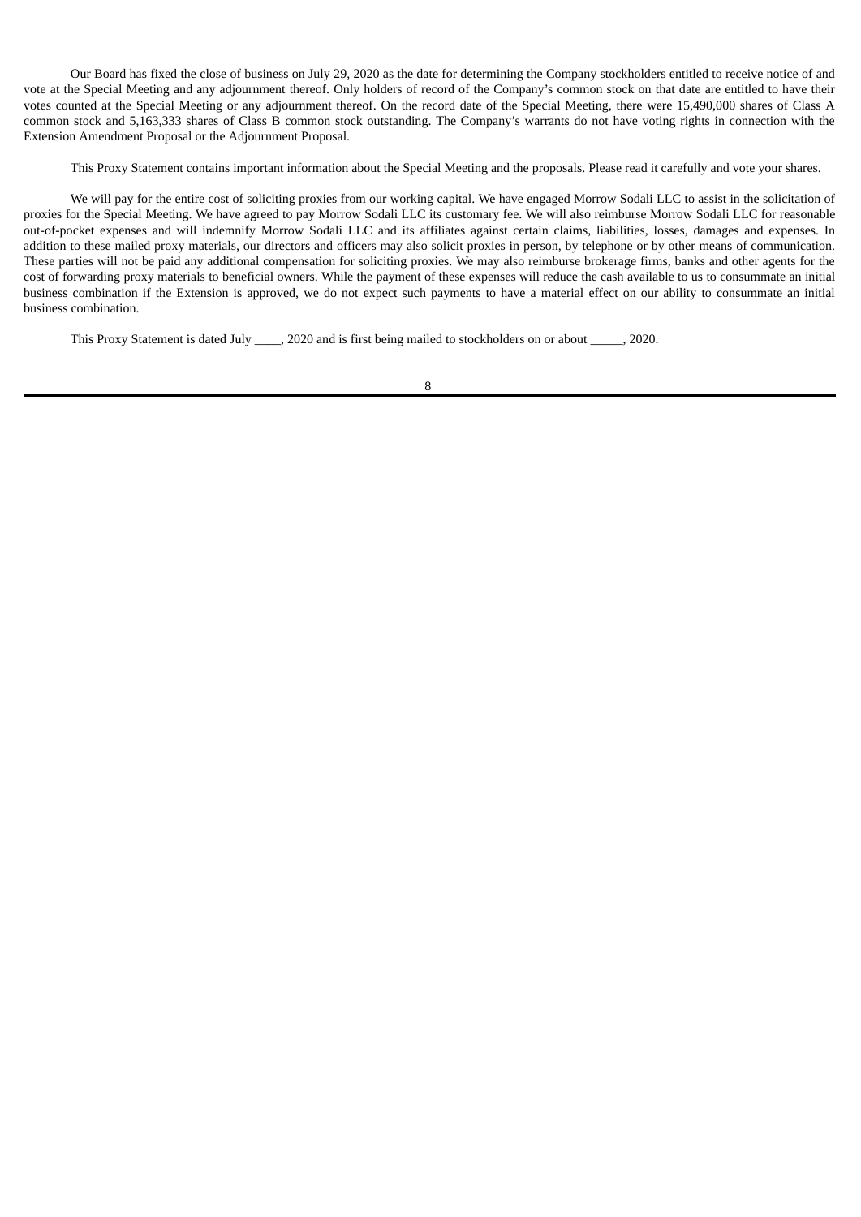Our Board has fixed the close of business on July 29, 2020 as the date for determining the Company stockholders entitled to receive notice of and vote at the Special Meeting and any adjournment thereof. Only holders of record of the Company's common stock on that date are entitled to have their votes counted at the Special Meeting or any adjournment thereof. On the record date of the Special Meeting, there were 15,490,000 shares of Class A common stock and 5,163,333 shares of Class B common stock outstanding. The Company's warrants do not have voting rights in connection with the Extension Amendment Proposal or the Adjournment Proposal.

This Proxy Statement contains important information about the Special Meeting and the proposals. Please read it carefully and vote your shares.

We will pay for the entire cost of soliciting proxies from our working capital. We have engaged Morrow Sodali LLC to assist in the solicitation of proxies for the Special Meeting. We have agreed to pay Morrow Sodali LLC its customary fee. We will also reimburse Morrow Sodali LLC for reasonable out-of-pocket expenses and will indemnify Morrow Sodali LLC and its affiliates against certain claims, liabilities, losses, damages and expenses. In addition to these mailed proxy materials, our directors and officers may also solicit proxies in person, by telephone or by other means of communication. These parties will not be paid any additional compensation for soliciting proxies. We may also reimburse brokerage firms, banks and other agents for the cost of forwarding proxy materials to beneficial owners. While the payment of these expenses will reduce the cash available to us to consummate an initial business combination if the Extension is approved, we do not expect such payments to have a material effect on our ability to consummate an initial business combination.

This Proxy Statement is dated July ____, 2020 and is first being mailed to stockholders on or about _____, 2020.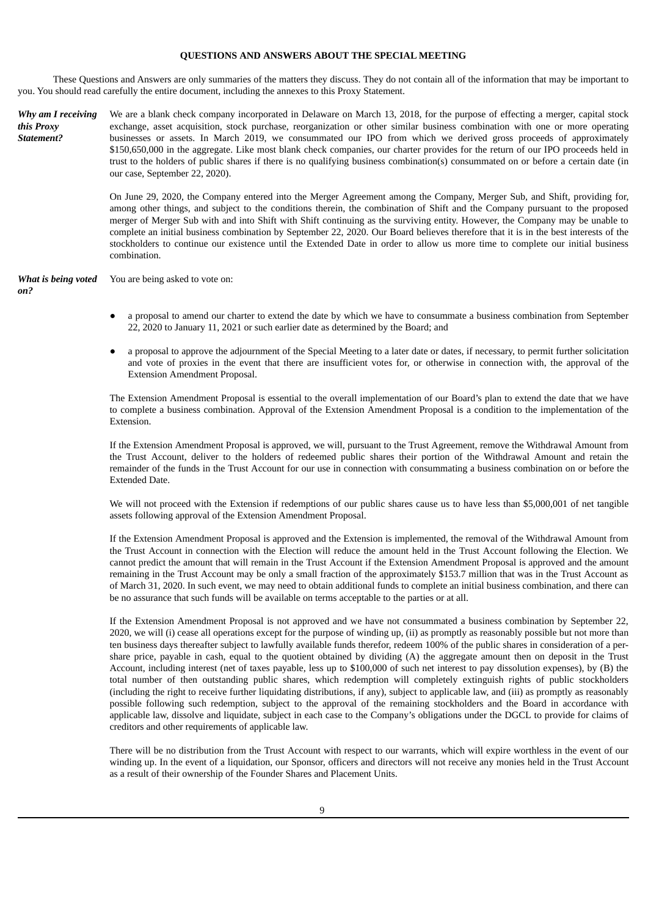## QUESTIONS AND ANSWERS ABOUT THE SPECIAL MEETING

These Questions and Answers are only summaries of the matters they discuss. They do not contain all of the information that may be important to you. You should read carefully the entire document, including the annexes to this Proxy Statement.

***Why am I receiving this Proxy Statement?***

We are a blank check company incorporated in Delaware on March 13, 2018, for the purpose of effecting a merger, capital stock exchange, asset acquisition, stock purchase, reorganization or other similar business combination with one or more operating businesses or assets. In March 2019, we consummated our IPO from which we derived gross proceeds of approximately $150,650,000 in the aggregate. Like most blank check companies, our charter provides for the return of our IPO proceeds held in trust to the holders of public shares if there is no qualifying business combination(s) consummated on or before a certain date (in our case, September 22, 2020).

On June 29, 2020, the Company entered into the Merger Agreement among the Company, Merger Sub, and Shift, providing for, among other things, and subject to the conditions therein, the combination of Shift and the Company pursuant to the proposed merger of Merger Sub with and into Shift with Shift continuing as the surviving entity. However, the Company may be unable to complete an initial business combination by September 22, 2020. Our Board believes therefore that it is in the best interests of the stockholders to continue our existence until the Extended Date in order to allow us more time to complete our initial business combination.

***What is being voted on?***

You are being asked to vote on:

- a proposal to amend our charter to extend the date by which we have to consummate a business combination from September 22, 2020 to January 11, 2021 or such earlier date as determined by the Board; and
- a proposal to approve the adjournment of the Special Meeting to a later date or dates, if necessary, to permit further solicitation and vote of proxies in the event that there are insufficient votes for, or otherwise in connection with, the approval of the Extension Amendment Proposal.

The Extension Amendment Proposal is essential to the overall implementation of our Board's plan to extend the date that we have to complete a business combination. Approval of the Extension Amendment Proposal is a condition to the implementation of the Extension.

If the Extension Amendment Proposal is approved, we will, pursuant to the Trust Agreement, remove the Withdrawal Amount from the Trust Account, deliver to the holders of redeemed public shares their portion of the Withdrawal Amount and retain the remainder of the funds in the Trust Account for our use in connection with consummating a business combination on or before the Extended Date.

We will not proceed with the Extension if redemptions of our public shares cause us to have less than $5,000,001 of net tangible assets following approval of the Extension Amendment Proposal.

If the Extension Amendment Proposal is approved and the Extension is implemented, the removal of the Withdrawal Amount from the Trust Account in connection with the Election will reduce the amount held in the Trust Account following the Election. We cannot predict the amount that will remain in the Trust Account if the Extension Amendment Proposal is approved and the amount remaining in the Trust Account may be only a small fraction of the approximately $153.7 million that was in the Trust Account as of March 31, 2020. In such event, we may need to obtain additional funds to complete an initial business combination, and there can be no assurance that such funds will be available on terms acceptable to the parties or at all.

If the Extension Amendment Proposal is not approved and we have not consummated a business combination by September 22, 2020, we will (i) cease all operations except for the purpose of winding up, (ii) as promptly as reasonably possible but not more than ten business days thereafter subject to lawfully available funds therefor, redeem 100% of the public shares in consideration of a per-share price, payable in cash, equal to the quotient obtained by dividing (A) the aggregate amount then on deposit in the Trust Account, including interest (net of taxes payable, less up to $100,000 of such net interest to pay dissolution expenses), by (B) the total number of then outstanding public shares, which redemption will completely extinguish rights of public stockholders (including the right to receive further liquidating distributions, if any), subject to applicable law, and (iii) as promptly as reasonably possible following such redemption, subject to the approval of the remaining stockholders and the Board in accordance with applicable law, dissolve and liquidate, subject in each case to the Company's obligations under the DGCL to provide for claims of creditors and other requirements of applicable law.

There will be no distribution from the Trust Account with respect to our warrants, which will expire worthless in the event of our winding up. In the event of a liquidation, our Sponsor, officers and directors will not receive any monies held in the Trust Account as a result of their ownership of the Founder Shares and Placement Units.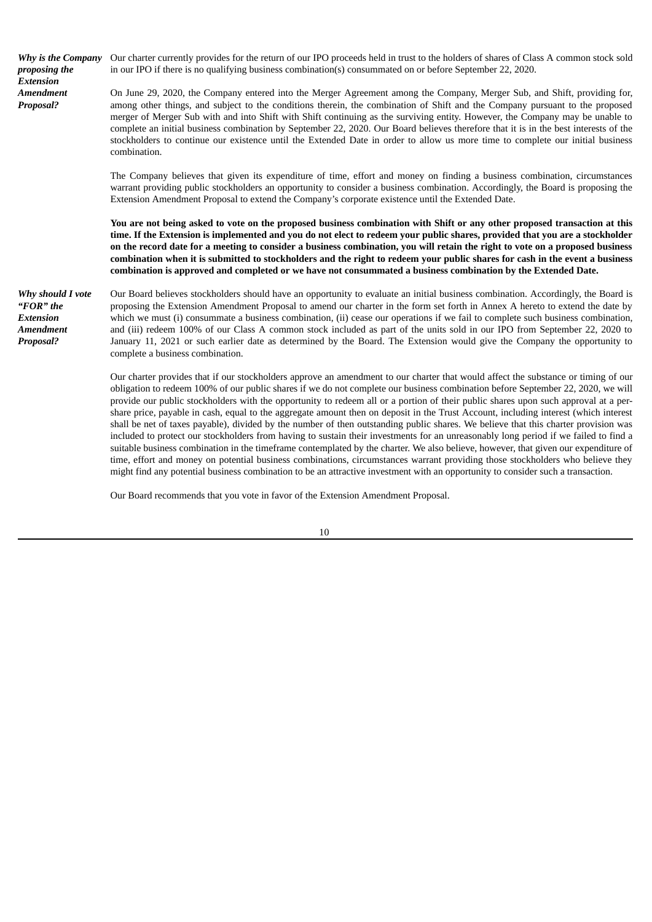***Why is the Company proposing the Extension Amendment Proposal?***

Our charter currently provides for the return of our IPO proceeds held in trust to the holders of shares of Class A common stock sold in our IPO if there is no qualifying business combination(s) consummated on or before September 22, 2020.

On June 29, 2020, the Company entered into the Merger Agreement among the Company, Merger Sub, and Shift, providing for, among other things, and subject to the conditions therein, the combination of Shift and the Company pursuant to the proposed merger of Merger Sub with and into Shift with Shift continuing as the surviving entity. However, the Company may be unable to complete an initial business combination by September 22, 2020. Our Board believes therefore that it is in the best interests of the stockholders to continue our existence until the Extended Date in order to allow us more time to complete our initial business combination.

The Company believes that given its expenditure of time, effort and money on finding a business combination, circumstances warrant providing public stockholders an opportunity to consider a business combination. Accordingly, the Board is proposing the Extension Amendment Proposal to extend the Company's corporate existence until the Extended Date.

**You are not being asked to vote on the proposed business combination with Shift or any other proposed transaction at this time. If the Extension is implemented and you do not elect to redeem your public shares, provided that you are a stockholder on the record date for a meeting to consider a business combination, you will retain the right to vote on a proposed business combination when it is submitted to stockholders and the right to redeem your public shares for cash in the event a business combination is approved and completed or we have not consummated a business combination by the Extended Date.**

***Why should I vote "FOR" the Extension Amendment Proposal?***

Our Board believes stockholders should have an opportunity to evaluate an initial business combination. Accordingly, the Board is proposing the Extension Amendment Proposal to amend our charter in the form set forth in Annex A hereto to extend the date by which we must (i) consummate a business combination, (ii) cease our operations if we fail to complete such business combination, and (iii) redeem 100% of our Class A common stock included as part of the units sold in our IPO from September 22, 2020 to January 11, 2021 or such earlier date as determined by the Board. The Extension would give the Company the opportunity to complete a business combination.

Our charter provides that if our stockholders approve an amendment to our charter that would affect the substance or timing of our obligation to redeem 100% of our public shares if we do not complete our business combination before September 22, 2020, we will provide our public stockholders with the opportunity to redeem all or a portion of their public shares upon such approval at a per-share price, payable in cash, equal to the aggregate amount then on deposit in the Trust Account, including interest (which interest shall be net of taxes payable), divided by the number of then outstanding public shares. We believe that this charter provision was included to protect our stockholders from having to sustain their investments for an unreasonably long period if we failed to find a suitable business combination in the timeframe contemplated by the charter. We also believe, however, that given our expenditure of time, effort and money on potential business combinations, circumstances warrant providing those stockholders who believe they might find any potential business combination to be an attractive investment with an opportunity to consider such a transaction.

Our Board recommends that you vote in favor of the Extension Amendment Proposal.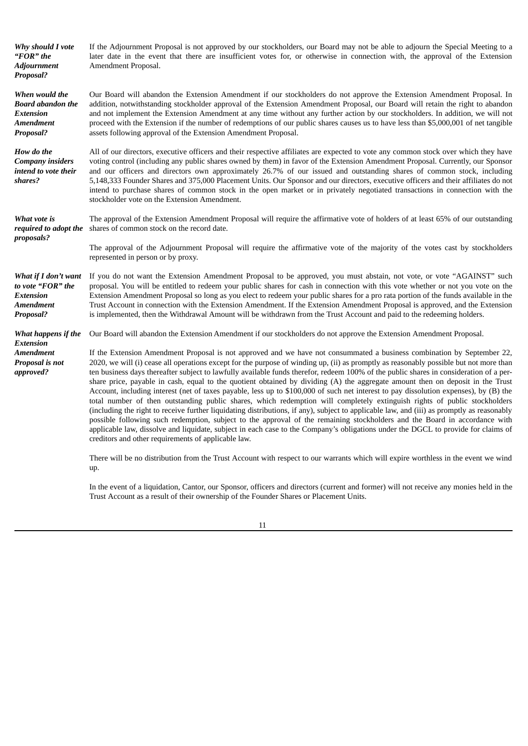***Why should I vote "FOR" the Adjournment Proposal?***

If the Adjournment Proposal is not approved by our stockholders, our Board may not be able to adjourn the Special Meeting to a later date in the event that there are insufficient votes for, or otherwise in connection with, the approval of the Extension Amendment Proposal.

***When would the Board abandon the Extension Amendment Proposal?***

Our Board will abandon the Extension Amendment if our stockholders do not approve the Extension Amendment Proposal. In addition, notwithstanding stockholder approval of the Extension Amendment Proposal, our Board will retain the right to abandon and not implement the Extension Amendment at any time without any further action by our stockholders. In addition, we will not proceed with the Extension if the number of redemptions of our public shares causes us to have less than $5,000,001 of net tangible assets following approval of the Extension Amendment Proposal.

***How do the Company insiders intend to vote their shares?***

All of our directors, executive officers and their respective affiliates are expected to vote any common stock over which they have voting control (including any public shares owned by them) in favor of the Extension Amendment Proposal. Currently, our Sponsor and our officers and directors own approximately 26.7% of our issued and outstanding shares of common stock, including 5,148,333 Founder Shares and 375,000 Placement Units. Our Sponsor and our directors, executive officers and their affiliates do not intend to purchase shares of common stock in the open market or in privately negotiated transactions in connection with the stockholder vote on the Extension Amendment.

***What vote is required to adopt the proposals?***

The approval of the Extension Amendment Proposal will require the affirmative vote of holders of at least 65% of our outstanding shares of common stock on the record date.

The approval of the Adjournment Proposal will require the affirmative vote of the majority of the votes cast by stockholders represented in person or by proxy.

***What if I don't want to vote "FOR" the Extension Amendment Proposal?***

If you do not want the Extension Amendment Proposal to be approved, you must abstain, not vote, or vote "AGAINST" such proposal. You will be entitled to redeem your public shares for cash in connection with this vote whether or not you vote on the Extension Amendment Proposal so long as you elect to redeem your public shares for a pro rata portion of the funds available in the Trust Account in connection with the Extension Amendment. If the Extension Amendment Proposal is approved, and the Extension is implemented, then the Withdrawal Amount will be withdrawn from the Trust Account and paid to the redeeming holders.

***What happens if the Extension Amendment Proposal is not approved?***

Our Board will abandon the Extension Amendment if our stockholders do not approve the Extension Amendment Proposal.

If the Extension Amendment Proposal is not approved and we have not consummated a business combination by September 22, 2020, we will (i) cease all operations except for the purpose of winding up, (ii) as promptly as reasonably possible but not more than ten business days thereafter subject to lawfully available funds therefor, redeem 100% of the public shares in consideration of a per-share price, payable in cash, equal to the quotient obtained by dividing (A) the aggregate amount then on deposit in the Trust Account, including interest (net of taxes payable, less up to $100,000 of such net interest to pay dissolution expenses), by (B) the total number of then outstanding public shares, which redemption will completely extinguish rights of public stockholders (including the right to receive further liquidating distributions, if any), subject to applicable law, and (iii) as promptly as reasonably possible following such redemption, subject to the approval of the remaining stockholders and the Board in accordance with applicable law, dissolve and liquidate, subject in each case to the Company's obligations under the DGCL to provide for claims of creditors and other requirements of applicable law.

There will be no distribution from the Trust Account with respect to our warrants which will expire worthless in the event we wind up.

In the event of a liquidation, Cantor, our Sponsor, officers and directors (current and former) will not receive any monies held in the Trust Account as a result of their ownership of the Founder Shares or Placement Units.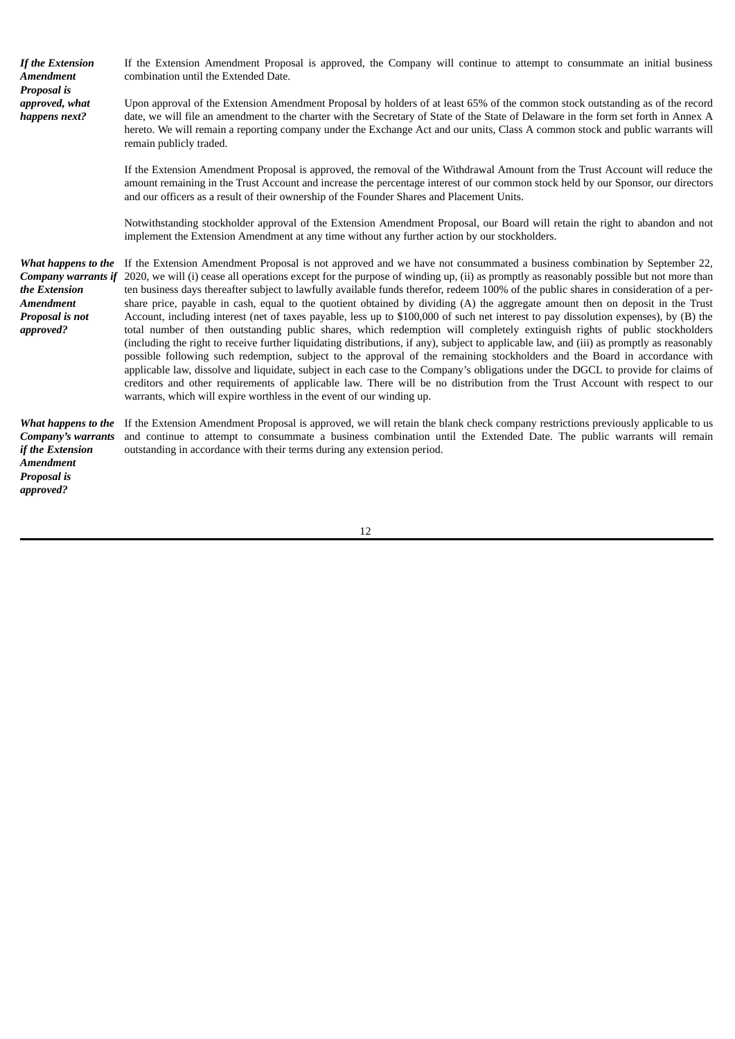***If the Extension Amendment Proposal is approved, what happens next?***

If the Extension Amendment Proposal is approved, the Company will continue to attempt to consummate an initial business combination until the Extended Date.

Upon approval of the Extension Amendment Proposal by holders of at least 65% of the common stock outstanding as of the record date, we will file an amendment to the charter with the Secretary of State of the State of Delaware in the form set forth in Annex A hereto. We will remain a reporting company under the Exchange Act and our units, Class A common stock and public warrants will remain publicly traded.

If the Extension Amendment Proposal is approved, the removal of the Withdrawal Amount from the Trust Account will reduce the amount remaining in the Trust Account and increase the percentage interest of our common stock held by our Sponsor, our directors and our officers as a result of their ownership of the Founder Shares and Placement Units.

Notwithstanding stockholder approval of the Extension Amendment Proposal, our Board will retain the right to abandon and not implement the Extension Amendment at any time without any further action by our stockholders.

***What happens to the Company warrants if the Extension Amendment Proposal is not approved?***

If the Extension Amendment Proposal is not approved and we have not consummated a business combination by September 22, 2020, we will (i) cease all operations except for the purpose of winding up, (ii) as promptly as reasonably possible but not more than ten business days thereafter subject to lawfully available funds therefor, redeem 100% of the public shares in consideration of a per-share price, payable in cash, equal to the quotient obtained by dividing (A) the aggregate amount then on deposit in the Trust Account, including interest (net of taxes payable, less up to $100,000 of such net interest to pay dissolution expenses), by (B) the total number of then outstanding public shares, which redemption will completely extinguish rights of public stockholders (including the right to receive further liquidating distributions, if any), subject to applicable law, and (iii) as promptly as reasonably possible following such redemption, subject to the approval of the remaining stockholders and the Board in accordance with applicable law, dissolve and liquidate, subject in each case to the Company's obligations under the DGCL to provide for claims of creditors and other requirements of applicable law. There will be no distribution from the Trust Account with respect to our warrants, which will expire worthless in the event of our winding up.

***What happens to the Company's warrants if the Extension Amendment Proposal is approved?***

If the Extension Amendment Proposal is approved, we will retain the blank check company restrictions previously applicable to us and continue to attempt to consummate a business combination until the Extended Date. The public warrants will remain outstanding in accordance with their terms during any extension period.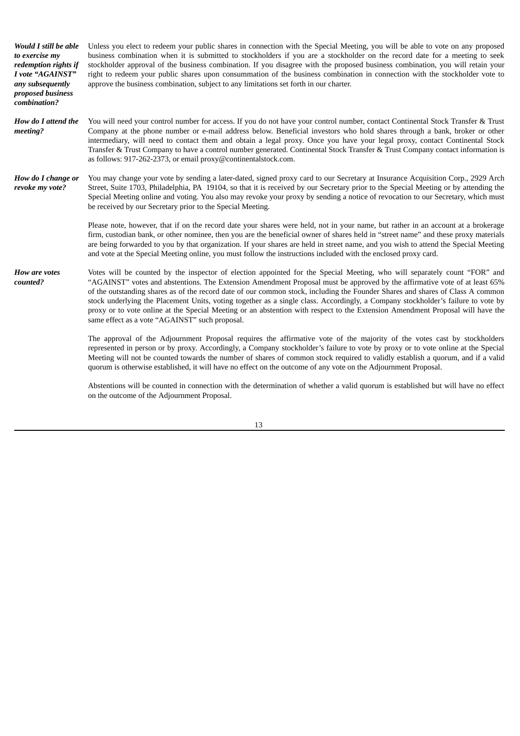***Would I still be able to exercise my redemption rights if I vote "AGAINST" any subsequently proposed business combination?***

Unless you elect to redeem your public shares in connection with the Special Meeting, you will be able to vote on any proposed business combination when it is submitted to stockholders if you are a stockholder on the record date for a meeting to seek stockholder approval of the business combination. If you disagree with the proposed business combination, you will retain your right to redeem your public shares upon consummation of the business combination in connection with the stockholder vote to approve the business combination, subject to any limitations set forth in our charter.

***How do I attend the meeting?***

You will need your control number for access. If you do not have your control number, contact Continental Stock Transfer & Trust Company at the phone number or e-mail address below. Beneficial investors who hold shares through a bank, broker or other intermediary, will need to contact them and obtain a legal proxy. Once you have your legal proxy, contact Continental Stock Transfer & Trust Company to have a control number generated. Continental Stock Transfer & Trust Company contact information is as follows: 917-262-2373, or email proxy@continentalstock.com.

***How do I change or revoke my vote?***

You may change your vote by sending a later-dated, signed proxy card to our Secretary at Insurance Acquisition Corp., 2929 Arch Street, Suite 1703, Philadelphia, PA 19104, so that it is received by our Secretary prior to the Special Meeting or by attending the Special Meeting online and voting. You also may revoke your proxy by sending a notice of revocation to our Secretary, which must be received by our Secretary prior to the Special Meeting.

Please note, however, that if on the record date your shares were held, not in your name, but rather in an account at a brokerage firm, custodian bank, or other nominee, then you are the beneficial owner of shares held in "street name" and these proxy materials are being forwarded to you by that organization. If your shares are held in street name, and you wish to attend the Special Meeting and vote at the Special Meeting online, you must follow the instructions included with the enclosed proxy card.

***How are votes counted?***

Votes will be counted by the inspector of election appointed for the Special Meeting, who will separately count "FOR" and "AGAINST" votes and abstentions. The Extension Amendment Proposal must be approved by the affirmative vote of at least 65% of the outstanding shares as of the record date of our common stock, including the Founder Shares and shares of Class A common stock underlying the Placement Units, voting together as a single class. Accordingly, a Company stockholder's failure to vote by proxy or to vote online at the Special Meeting or an abstention with respect to the Extension Amendment Proposal will have the same effect as a vote "AGAINST" such proposal.

The approval of the Adjournment Proposal requires the affirmative vote of the majority of the votes cast by stockholders represented in person or by proxy. Accordingly, a Company stockholder's failure to vote by proxy or to vote online at the Special Meeting will not be counted towards the number of shares of common stock required to validly establish a quorum, and if a valid quorum is otherwise established, it will have no effect on the outcome of any vote on the Adjournment Proposal.

Abstentions will be counted in connection with the determination of whether a valid quorum is established but will have no effect on the outcome of the Adjournment Proposal.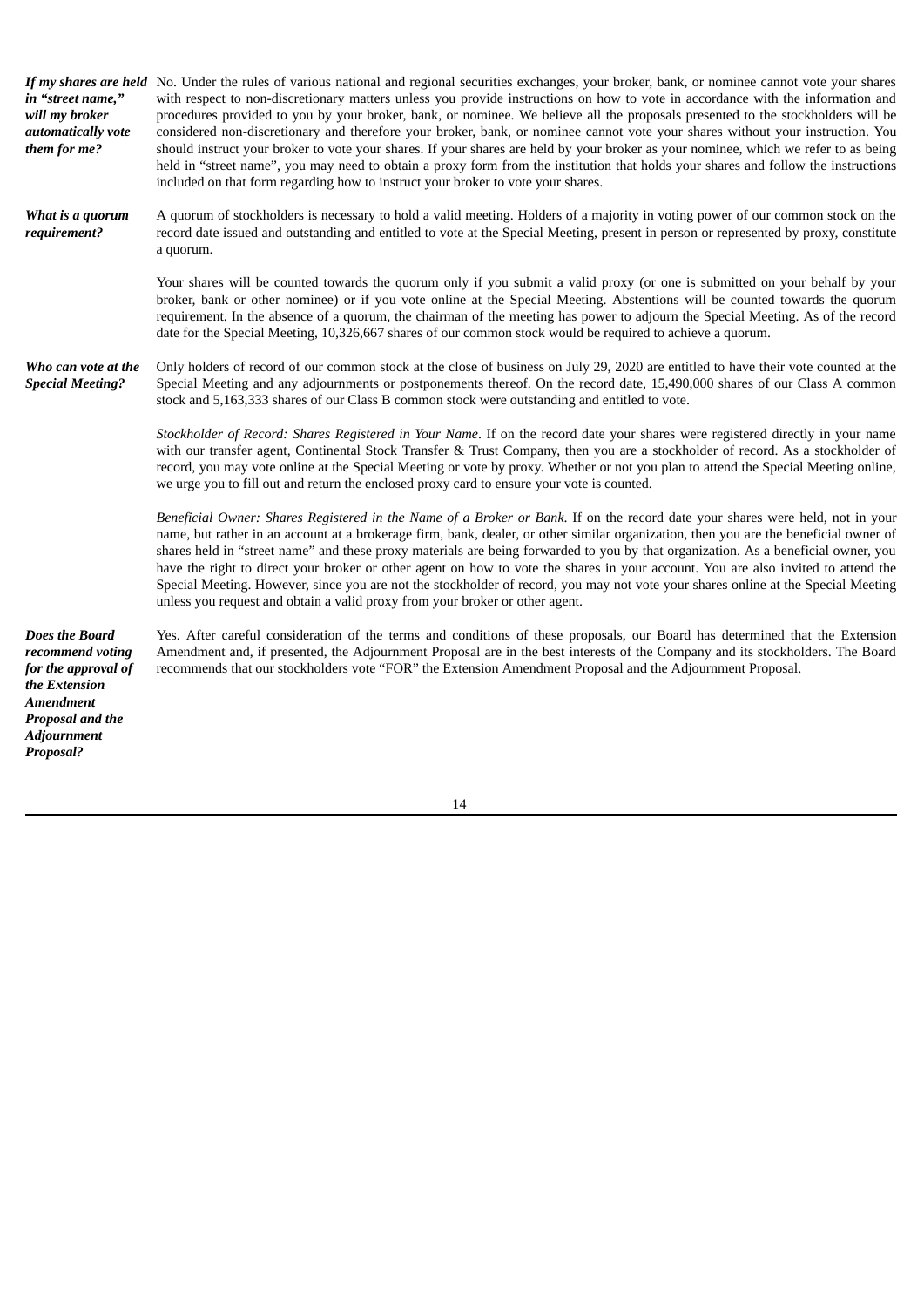***If my shares are held in "street name," will my broker automatically vote them for me?***

No. Under the rules of various national and regional securities exchanges, your broker, bank, or nominee cannot vote your shares with respect to non-discretionary matters unless you provide instructions on how to vote in accordance with the information and procedures provided to you by your broker, bank, or nominee. We believe all the proposals presented to the stockholders will be considered non-discretionary and therefore your broker, bank, or nominee cannot vote your shares without your instruction. You should instruct your broker to vote your shares. If your shares are held by your broker as your nominee, which we refer to as being held in "street name", you may need to obtain a proxy form from the institution that holds your shares and follow the instructions included on that form regarding how to instruct your broker to vote your shares.

***What is a quorum requirement?***

A quorum of stockholders is necessary to hold a valid meeting. Holders of a majority in voting power of our common stock on the record date issued and outstanding and entitled to vote at the Special Meeting, present in person or represented by proxy, constitute a quorum.

Your shares will be counted towards the quorum only if you submit a valid proxy (or one is submitted on your behalf by your broker, bank or other nominee) or if you vote online at the Special Meeting. Abstentions will be counted towards the quorum requirement. In the absence of a quorum, the chairman of the meeting has power to adjourn the Special Meeting. As of the record date for the Special Meeting, 10,326,667 shares of our common stock would be required to achieve a quorum.

***Who can vote at the Special Meeting?***

Only holders of record of our common stock at the close of business on July 29, 2020 are entitled to have their vote counted at the Special Meeting and any adjournments or postponements thereof. On the record date, 15,490,000 shares of our Class A common stock and 5,163,333 shares of our Class B common stock were outstanding and entitled to vote.

*Stockholder of Record: Shares Registered in Your Name*. If on the record date your shares were registered directly in your name with our transfer agent, Continental Stock Transfer & Trust Company, then you are a stockholder of record. As a stockholder of record, you may vote online at the Special Meeting or vote by proxy. Whether or not you plan to attend the Special Meeting online, we urge you to fill out and return the enclosed proxy card to ensure your vote is counted.

*Beneficial Owner: Shares Registered in the Name of a Broker or Bank*. If on the record date your shares were held, not in your name, but rather in an account at a brokerage firm, bank, dealer, or other similar organization, then you are the beneficial owner of shares held in "street name" and these proxy materials are being forwarded to you by that organization. As a beneficial owner, you have the right to direct your broker or other agent on how to vote the shares in your account. You are also invited to attend the Special Meeting. However, since you are not the stockholder of record, you may not vote your shares online at the Special Meeting unless you request and obtain a valid proxy from your broker or other agent.

***Does the Board recommend voting for the approval of the Extension Amendment Proposal and the Adjournment Proposal?***

Yes. After careful consideration of the terms and conditions of these proposals, our Board has determined that the Extension Amendment and, if presented, the Adjournment Proposal are in the best interests of the Company and its stockholders. The Board recommends that our stockholders vote "FOR" the Extension Amendment Proposal and the Adjournment Proposal.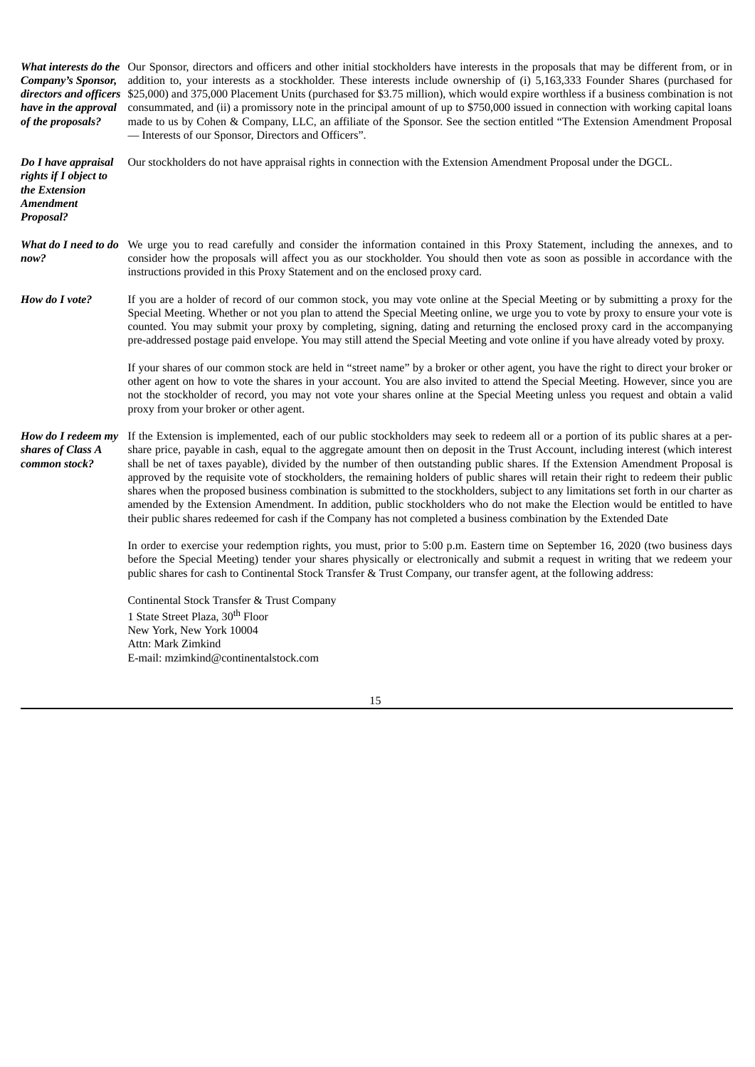***What interests do the Company's Sponsor, directors and officers have in the approval of the proposals?***

Our Sponsor, directors and officers and other initial stockholders have interests in the proposals that may be different from, or in addition to, your interests as a stockholder. These interests include ownership of (i) 5,163,333 Founder Shares (purchased for $25,000) and 375,000 Placement Units (purchased for $3.75 million), which would expire worthless if a business combination is not consummated, and (ii) a promissory note in the principal amount of up to $750,000 issued in connection with working capital loans made to us by Cohen & Company, LLC, an affiliate of the Sponsor. See the section entitled "The Extension Amendment Proposal — Interests of our Sponsor, Directors and Officers".

***Do I have appraisal rights if I object to the Extension Amendment Proposal?***

Our stockholders do not have appraisal rights in connection with the Extension Amendment Proposal under the DGCL.

***What do I need to do now?***

We urge you to read carefully and consider the information contained in this Proxy Statement, including the annexes, and to consider how the proposals will affect you as our stockholder. You should then vote as soon as possible in accordance with the instructions provided in this Proxy Statement and on the enclosed proxy card.

***How do I vote?***

If you are a holder of record of our common stock, you may vote online at the Special Meeting or by submitting a proxy for the Special Meeting. Whether or not you plan to attend the Special Meeting online, we urge you to vote by proxy to ensure your vote is counted. You may submit your proxy by completing, signing, dating and returning the enclosed proxy card in the accompanying pre-addressed postage paid envelope. You may still attend the Special Meeting and vote online if you have already voted by proxy.

If your shares of our common stock are held in "street name" by a broker or other agent, you have the right to direct your broker or other agent on how to vote the shares in your account. You are also invited to attend the Special Meeting. However, since you are not the stockholder of record, you may not vote your shares online at the Special Meeting unless you request and obtain a valid proxy from your broker or other agent.

***How do I redeem my shares of Class A common stock?***

If the Extension is implemented, each of our public stockholders may seek to redeem all or a portion of its public shares at a per-share price, payable in cash, equal to the aggregate amount then on deposit in the Trust Account, including interest (which interest shall be net of taxes payable), divided by the number of then outstanding public shares. If the Extension Amendment Proposal is approved by the requisite vote of stockholders, the remaining holders of public shares will retain their right to redeem their public shares when the proposed business combination is submitted to the stockholders, subject to any limitations set forth in our charter as amended by the Extension Amendment. In addition, public stockholders who do not make the Election would be entitled to have their public shares redeemed for cash if the Company has not completed a business combination by the Extended Date

In order to exercise your redemption rights, you must, prior to 5:00 p.m. Eastern time on September 16, 2020 (two business days before the Special Meeting) tender your shares physically or electronically and submit a request in writing that we redeem your public shares for cash to Continental Stock Transfer & Trust Company, our transfer agent, at the following address:

Continental Stock Transfer & Trust Company
1 State Street Plaza, 30th Floor
New York, New York 10004
Attn: Mark Zimkind
E-mail: mzimkind@continentalstock.com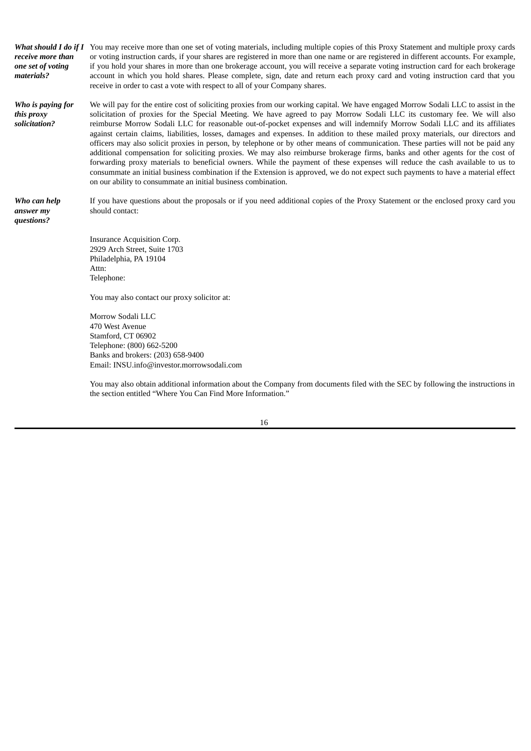***What should I do if I receive more than one set of voting materials?***

You may receive more than one set of voting materials, including multiple copies of this Proxy Statement and multiple proxy cards or voting instruction cards, if your shares are registered in more than one name or are registered in different accounts. For example, if you hold your shares in more than one brokerage account, you will receive a separate voting instruction card for each brokerage account in which you hold shares. Please complete, sign, date and return each proxy card and voting instruction card that you receive in order to cast a vote with respect to all of your Company shares.

***Who is paying for this proxy solicitation?***

We will pay for the entire cost of soliciting proxies from our working capital. We have engaged Morrow Sodali LLC to assist in the solicitation of proxies for the Special Meeting. We have agreed to pay Morrow Sodali LLC its customary fee. We will also reimburse Morrow Sodali LLC for reasonable out-of-pocket expenses and will indemnify Morrow Sodali LLC and its affiliates against certain claims, liabilities, losses, damages and expenses. In addition to these mailed proxy materials, our directors and officers may also solicit proxies in person, by telephone or by other means of communication. These parties will not be paid any additional compensation for soliciting proxies. We may also reimburse brokerage firms, banks and other agents for the cost of forwarding proxy materials to beneficial owners. While the payment of these expenses will reduce the cash available to us to consummate an initial business combination if the Extension is approved, we do not expect such payments to have a material effect on our ability to consummate an initial business combination.

***Who can help answer my questions?***

If you have questions about the proposals or if you need additional copies of the Proxy Statement or the enclosed proxy card you should contact:

Insurance Acquisition Corp.
2929 Arch Street, Suite 1703
Philadelphia, PA 19104
Attn:
Telephone:

You may also contact our proxy solicitor at:

Morrow Sodali LLC
470 West Avenue
Stamford, CT 06902
Telephone: (800) 662-5200
Banks and brokers: (203) 658-9400
Email: INSU.info@investor.morrowsodali.com

You may also obtain additional information about the Company from documents filed with the SEC by following the instructions in the section entitled "Where You Can Find More Information."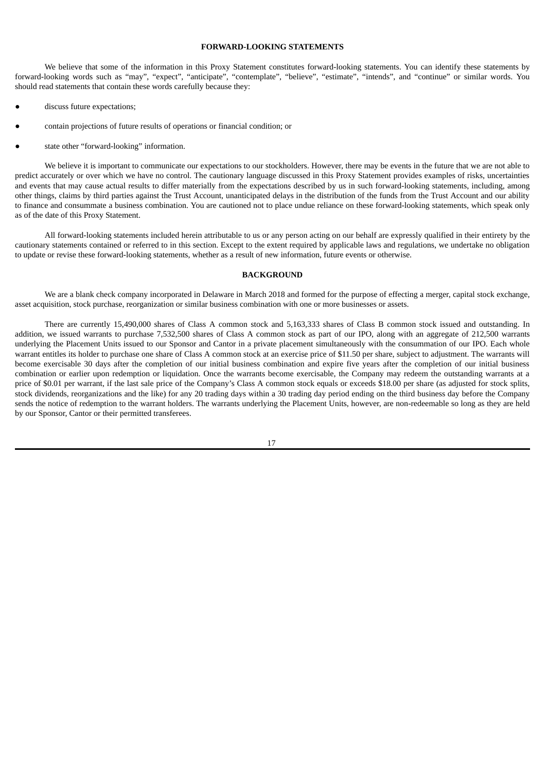## FORWARD-LOOKING STATEMENTS

We believe that some of the information in this Proxy Statement constitutes forward-looking statements. You can identify these statements by forward-looking words such as "may", "expect", "anticipate", "contemplate", "believe", "estimate", "intends", and "continue" or similar words. You should read statements that contain these words carefully because they:

- discuss future expectations;
- contain projections of future results of operations or financial condition; or
- state other "forward-looking" information.

We believe it is important to communicate our expectations to our stockholders. However, there may be events in the future that we are not able to predict accurately or over which we have no control. The cautionary language discussed in this Proxy Statement provides examples of risks, uncertainties and events that may cause actual results to differ materially from the expectations described by us in such forward-looking statements, including, among other things, claims by third parties against the Trust Account, unanticipated delays in the distribution of the funds from the Trust Account and our ability to finance and consummate a business combination. You are cautioned not to place undue reliance on these forward-looking statements, which speak only as of the date of this Proxy Statement.

All forward-looking statements included herein attributable to us or any person acting on our behalf are expressly qualified in their entirety by the cautionary statements contained or referred to in this section. Except to the extent required by applicable laws and regulations, we undertake no obligation to update or revise these forward-looking statements, whether as a result of new information, future events or otherwise.

## BACKGROUND

We are a blank check company incorporated in Delaware in March 2018 and formed for the purpose of effecting a merger, capital stock exchange, asset acquisition, stock purchase, reorganization or similar business combination with one or more businesses or assets.

There are currently 15,490,000 shares of Class A common stock and 5,163,333 shares of Class B common stock issued and outstanding. In addition, we issued warrants to purchase 7,532,500 shares of Class A common stock as part of our IPO, along with an aggregate of 212,500 warrants underlying the Placement Units issued to our Sponsor and Cantor in a private placement simultaneously with the consummation of our IPO. Each whole warrant entitles its holder to purchase one share of Class A common stock at an exercise price of $11.50 per share, subject to adjustment. The warrants will become exercisable 30 days after the completion of our initial business combination and expire five years after the completion of our initial business combination or earlier upon redemption or liquidation. Once the warrants become exercisable, the Company may redeem the outstanding warrants at a price of $0.01 per warrant, if the last sale price of the Company's Class A common stock equals or exceeds $18.00 per share (as adjusted for stock splits, stock dividends, reorganizations and the like) for any 20 trading days within a 30 trading day period ending on the third business day before the Company sends the notice of redemption to the warrant holders. The warrants underlying the Placement Units, however, are non-redeemable so long as they are held by our Sponsor, Cantor or their permitted transferees.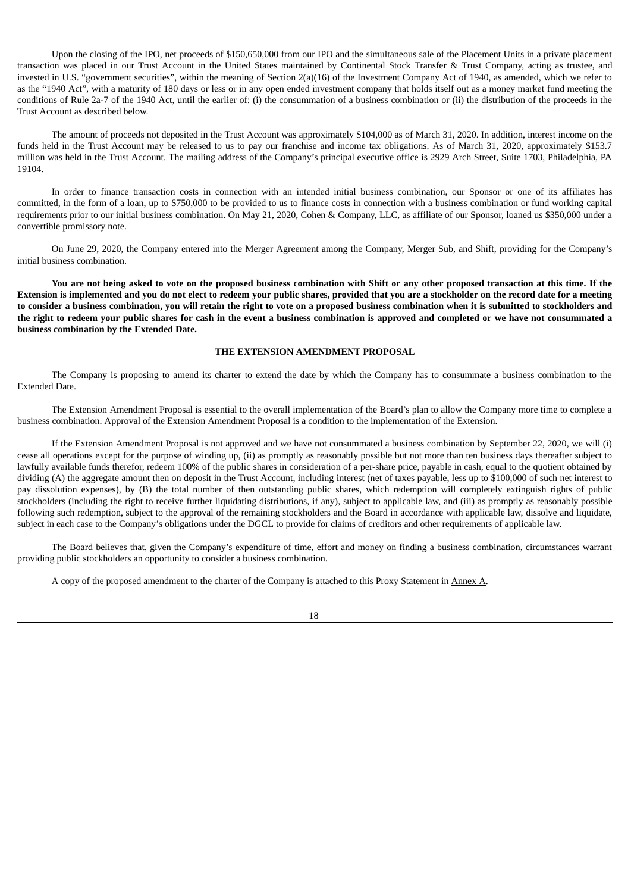Upon the closing of the IPO, net proceeds of $150,650,000 from our IPO and the simultaneous sale of the Placement Units in a private placement transaction was placed in our Trust Account in the United States maintained by Continental Stock Transfer & Trust Company, acting as trustee, and invested in U.S. "government securities", within the meaning of Section 2(a)(16) of the Investment Company Act of 1940, as amended, which we refer to as the "1940 Act", with a maturity of 180 days or less or in any open ended investment company that holds itself out as a money market fund meeting the conditions of Rule 2a-7 of the 1940 Act, until the earlier of: (i) the consummation of a business combination or (ii) the distribution of the proceeds in the Trust Account as described below.

The amount of proceeds not deposited in the Trust Account was approximately $104,000 as of March 31, 2020. In addition, interest income on the funds held in the Trust Account may be released to us to pay our franchise and income tax obligations. As of March 31, 2020, approximately $153.7 million was held in the Trust Account. The mailing address of the Company's principal executive office is 2929 Arch Street, Suite 1703, Philadelphia, PA 19104.

In order to finance transaction costs in connection with an intended initial business combination, our Sponsor or one of its affiliates has committed, in the form of a loan, up to $750,000 to be provided to us to finance costs in connection with a business combination or fund working capital requirements prior to our initial business combination. On May 21, 2020, Cohen & Company, LLC, as affiliate of our Sponsor, loaned us $350,000 under a convertible promissory note.

On June 29, 2020, the Company entered into the Merger Agreement among the Company, Merger Sub, and Shift, providing for the Company's initial business combination.

**You are not being asked to vote on the proposed business combination with Shift or any other proposed transaction at this time. If the Extension is implemented and you do not elect to redeem your public shares, provided that you are a stockholder on the record date for a meeting to consider a business combination, you will retain the right to vote on a proposed business combination when it is submitted to stockholders and the right to redeem your public shares for cash in the event a business combination is approved and completed or we have not consummated a business combination by the Extended Date.**

## THE EXTENSION AMENDMENT PROPOSAL

The Company is proposing to amend its charter to extend the date by which the Company has to consummate a business combination to the Extended Date.

The Extension Amendment Proposal is essential to the overall implementation of the Board's plan to allow the Company more time to complete a business combination. Approval of the Extension Amendment Proposal is a condition to the implementation of the Extension.

If the Extension Amendment Proposal is not approved and we have not consummated a business combination by September 22, 2020, we will (i) cease all operations except for the purpose of winding up, (ii) as promptly as reasonably possible but not more than ten business days thereafter subject to lawfully available funds therefor, redeem 100% of the public shares in consideration of a per-share price, payable in cash, equal to the quotient obtained by dividing (A) the aggregate amount then on deposit in the Trust Account, including interest (net of taxes payable, less up to $100,000 of such net interest to pay dissolution expenses), by (B) the total number of then outstanding public shares, which redemption will completely extinguish rights of public stockholders (including the right to receive further liquidating distributions, if any), subject to applicable law, and (iii) as promptly as reasonably possible following such redemption, subject to the approval of the remaining stockholders and the Board in accordance with applicable law, dissolve and liquidate, subject in each case to the Company's obligations under the DGCL to provide for claims of creditors and other requirements of applicable law.

The Board believes that, given the Company's expenditure of time, effort and money on finding a business combination, circumstances warrant providing public stockholders an opportunity to consider a business combination.

A copy of the proposed amendment to the charter of the Company is attached to this Proxy Statement in Annex A.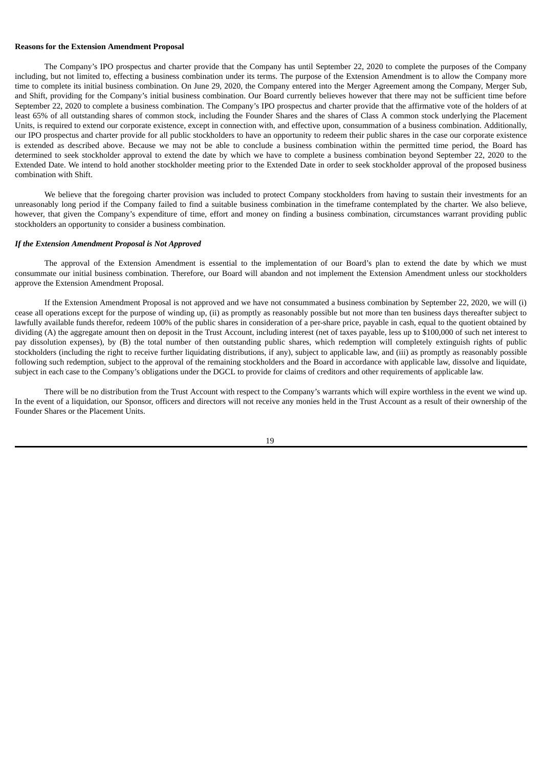**Reasons for the Extension Amendment Proposal**

The Company's IPO prospectus and charter provide that the Company has until September 22, 2020 to complete the purposes of the Company including, but not limited to, effecting a business combination under its terms. The purpose of the Extension Amendment is to allow the Company more time to complete its initial business combination. On June 29, 2020, the Company entered into the Merger Agreement among the Company, Merger Sub, and Shift, providing for the Company's initial business combination. Our Board currently believes however that there may not be sufficient time before September 22, 2020 to complete a business combination. The Company's IPO prospectus and charter provide that the affirmative vote of the holders of at least 65% of all outstanding shares of common stock, including the Founder Shares and the shares of Class A common stock underlying the Placement Units, is required to extend our corporate existence, except in connection with, and effective upon, consummation of a business combination. Additionally, our IPO prospectus and charter provide for all public stockholders to have an opportunity to redeem their public shares in the case our corporate existence is extended as described above. Because we may not be able to conclude a business combination within the permitted time period, the Board has determined to seek stockholder approval to extend the date by which we have to complete a business combination beyond September 22, 2020 to the Extended Date. We intend to hold another stockholder meeting prior to the Extended Date in order to seek stockholder approval of the proposed business combination with Shift.

We believe that the foregoing charter provision was included to protect Company stockholders from having to sustain their investments for an unreasonably long period if the Company failed to find a suitable business combination in the timeframe contemplated by the charter. We also believe, however, that given the Company's expenditure of time, effort and money on finding a business combination, circumstances warrant providing public stockholders an opportunity to consider a business combination.

***If the Extension Amendment Proposal is Not Approved***

The approval of the Extension Amendment is essential to the implementation of our Board's plan to extend the date by which we must consummate our initial business combination. Therefore, our Board will abandon and not implement the Extension Amendment unless our stockholders approve the Extension Amendment Proposal.

If the Extension Amendment Proposal is not approved and we have not consummated a business combination by September 22, 2020, we will (i) cease all operations except for the purpose of winding up, (ii) as promptly as reasonably possible but not more than ten business days thereafter subject to lawfully available funds therefor, redeem 100% of the public shares in consideration of a per-share price, payable in cash, equal to the quotient obtained by dividing (A) the aggregate amount then on deposit in the Trust Account, including interest (net of taxes payable, less up to $100,000 of such net interest to pay dissolution expenses), by (B) the total number of then outstanding public shares, which redemption will completely extinguish rights of public stockholders (including the right to receive further liquidating distributions, if any), subject to applicable law, and (iii) as promptly as reasonably possible following such redemption, subject to the approval of the remaining stockholders and the Board in accordance with applicable law, dissolve and liquidate, subject in each case to the Company's obligations under the DGCL to provide for claims of creditors and other requirements of applicable law.

There will be no distribution from the Trust Account with respect to the Company's warrants which will expire worthless in the event we wind up. In the event of a liquidation, our Sponsor, officers and directors will not receive any monies held in the Trust Account as a result of their ownership of the Founder Shares or the Placement Units.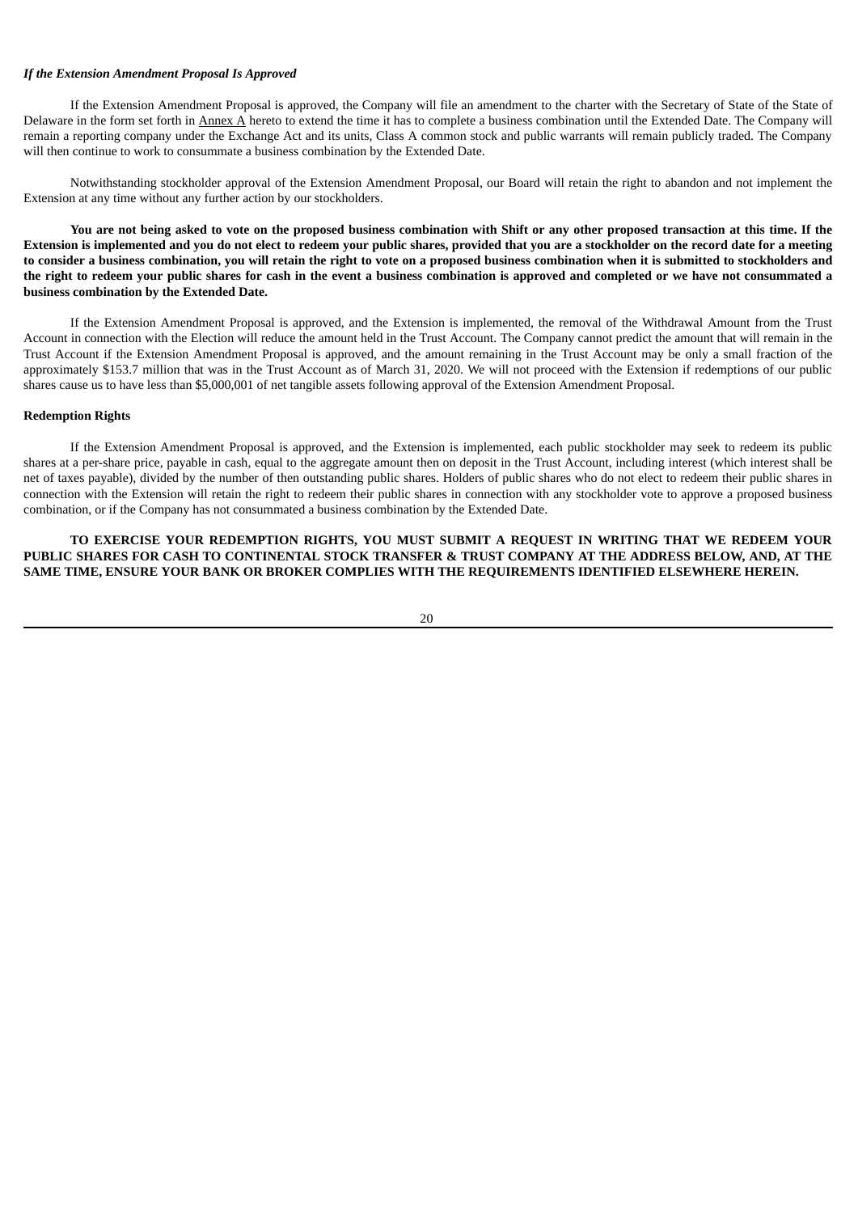***If the Extension Amendment Proposal Is Approved***

If the Extension Amendment Proposal is approved, the Company will file an amendment to the charter with the Secretary of State of the State of Delaware in the form set forth in Annex A hereto to extend the time it has to complete a business combination until the Extended Date. The Company will remain a reporting company under the Exchange Act and its units, Class A common stock and public warrants will remain publicly traded. The Company will then continue to work to consummate a business combination by the Extended Date.

Notwithstanding stockholder approval of the Extension Amendment Proposal, our Board will retain the right to abandon and not implement the Extension at any time without any further action by our stockholders.

**You are not being asked to vote on the proposed business combination with Shift or any other proposed transaction at this time. If the Extension is implemented and you do not elect to redeem your public shares, provided that you are a stockholder on the record date for a meeting to consider a business combination, you will retain the right to vote on a proposed business combination when it is submitted to stockholders and the right to redeem your public shares for cash in the event a business combination is approved and completed or we have not consummated a business combination by the Extended Date.**

If the Extension Amendment Proposal is approved, and the Extension is implemented, the removal of the Withdrawal Amount from the Trust Account in connection with the Election will reduce the amount held in the Trust Account. The Company cannot predict the amount that will remain in the Trust Account if the Extension Amendment Proposal is approved, and the amount remaining in the Trust Account may be only a small fraction of the approximately $153.7 million that was in the Trust Account as of March 31, 2020. We will not proceed with the Extension if redemptions of our public shares cause us to have less than $5,000,001 of net tangible assets following approval of the Extension Amendment Proposal.

**Redemption Rights**

If the Extension Amendment Proposal is approved, and the Extension is implemented, each public stockholder may seek to redeem its public shares at a per-share price, payable in cash, equal to the aggregate amount then on deposit in the Trust Account, including interest (which interest shall be net of taxes payable), divided by the number of then outstanding public shares. Holders of public shares who do not elect to redeem their public shares in connection with the Extension will retain the right to redeem their public shares in connection with any stockholder vote to approve a proposed business combination, or if the Company has not consummated a business combination by the Extended Date.

**TO EXERCISE YOUR REDEMPTION RIGHTS, YOU MUST SUBMIT A REQUEST IN WRITING THAT WE REDEEM YOUR PUBLIC SHARES FOR CASH TO CONTINENTAL STOCK TRANSFER & TRUST COMPANY AT THE ADDRESS BELOW, AND, AT THE SAME TIME, ENSURE YOUR BANK OR BROKER COMPLIES WITH THE REQUIREMENTS IDENTIFIED ELSEWHERE HEREIN.**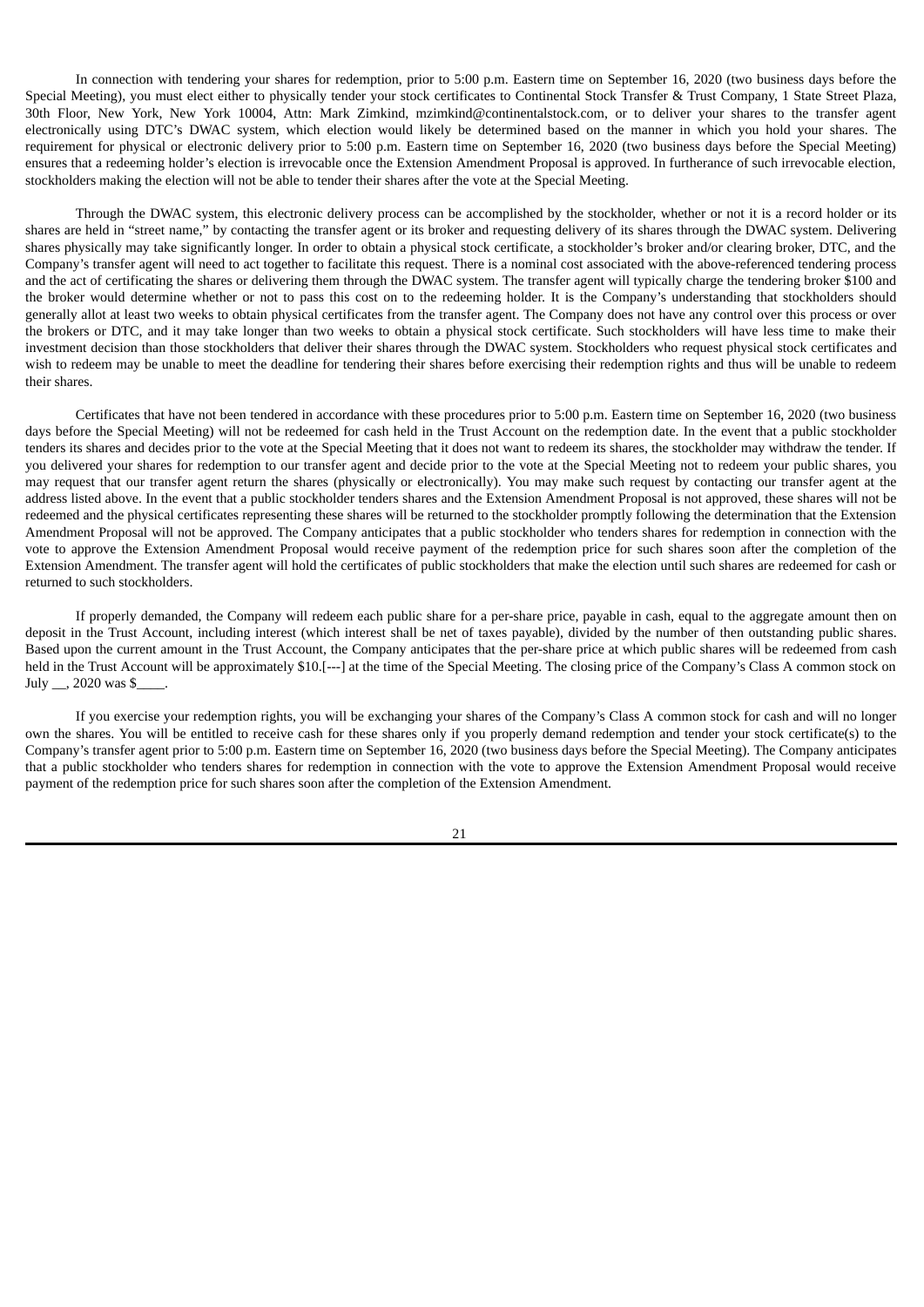In connection with tendering your shares for redemption, prior to 5:00 p.m. Eastern time on September 16, 2020 (two business days before the Special Meeting), you must elect either to physically tender your stock certificates to Continental Stock Transfer & Trust Company, 1 State Street Plaza, 30th Floor, New York, New York 10004, Attn: Mark Zimkind, mzimkind@continentalstock.com, or to deliver your shares to the transfer agent electronically using DTC's DWAC system, which election would likely be determined based on the manner in which you hold your shares. The requirement for physical or electronic delivery prior to 5:00 p.m. Eastern time on September 16, 2020 (two business days before the Special Meeting) ensures that a redeeming holder's election is irrevocable once the Extension Amendment Proposal is approved. In furtherance of such irrevocable election, stockholders making the election will not be able to tender their shares after the vote at the Special Meeting.

Through the DWAC system, this electronic delivery process can be accomplished by the stockholder, whether or not it is a record holder or its shares are held in "street name," by contacting the transfer agent or its broker and requesting delivery of its shares through the DWAC system. Delivering shares physically may take significantly longer. In order to obtain a physical stock certificate, a stockholder's broker and/or clearing broker, DTC, and the Company's transfer agent will need to act together to facilitate this request. There is a nominal cost associated with the above-referenced tendering process and the act of certificating the shares or delivering them through the DWAC system. The transfer agent will typically charge the tendering broker $100 and the broker would determine whether or not to pass this cost on to the redeeming holder. It is the Company's understanding that stockholders should generally allot at least two weeks to obtain physical certificates from the transfer agent. The Company does not have any control over this process or over the brokers or DTC, and it may take longer than two weeks to obtain a physical stock certificate. Such stockholders will have less time to make their investment decision than those stockholders that deliver their shares through the DWAC system. Stockholders who request physical stock certificates and wish to redeem may be unable to meet the deadline for tendering their shares before exercising their redemption rights and thus will be unable to redeem their shares.

Certificates that have not been tendered in accordance with these procedures prior to 5:00 p.m. Eastern time on September 16, 2020 (two business days before the Special Meeting) will not be redeemed for cash held in the Trust Account on the redemption date. In the event that a public stockholder tenders its shares and decides prior to the vote at the Special Meeting that it does not want to redeem its shares, the stockholder may withdraw the tender. If you delivered your shares for redemption to our transfer agent and decide prior to the vote at the Special Meeting not to redeem your public shares, you may request that our transfer agent return the shares (physically or electronically). You may make such request by contacting our transfer agent at the address listed above. In the event that a public stockholder tenders shares and the Extension Amendment Proposal is not approved, these shares will not be redeemed and the physical certificates representing these shares will be returned to the stockholder promptly following the determination that the Extension Amendment Proposal will not be approved. The Company anticipates that a public stockholder who tenders shares for redemption in connection with the vote to approve the Extension Amendment Proposal would receive payment of the redemption price for such shares soon after the completion of the Extension Amendment. The transfer agent will hold the certificates of public stockholders that make the election until such shares are redeemed for cash or returned to such stockholders.

If properly demanded, the Company will redeem each public share for a per-share price, payable in cash, equal to the aggregate amount then on deposit in the Trust Account, including interest (which interest shall be net of taxes payable), divided by the number of then outstanding public shares. Based upon the current amount in the Trust Account, the Company anticipates that the per-share price at which public shares will be redeemed from cash held in the Trust Account will be approximately $10.[---] at the time of the Special Meeting. The closing price of the Company's Class A common stock on July __, 2020 was $____.

If you exercise your redemption rights, you will be exchanging your shares of the Company's Class A common stock for cash and will no longer own the shares. You will be entitled to receive cash for these shares only if you properly demand redemption and tender your stock certificate(s) to the Company's transfer agent prior to 5:00 p.m. Eastern time on September 16, 2020 (two business days before the Special Meeting). The Company anticipates that a public stockholder who tenders shares for redemption in connection with the vote to approve the Extension Amendment Proposal would receive payment of the redemption price for such shares soon after the completion of the Extension Amendment.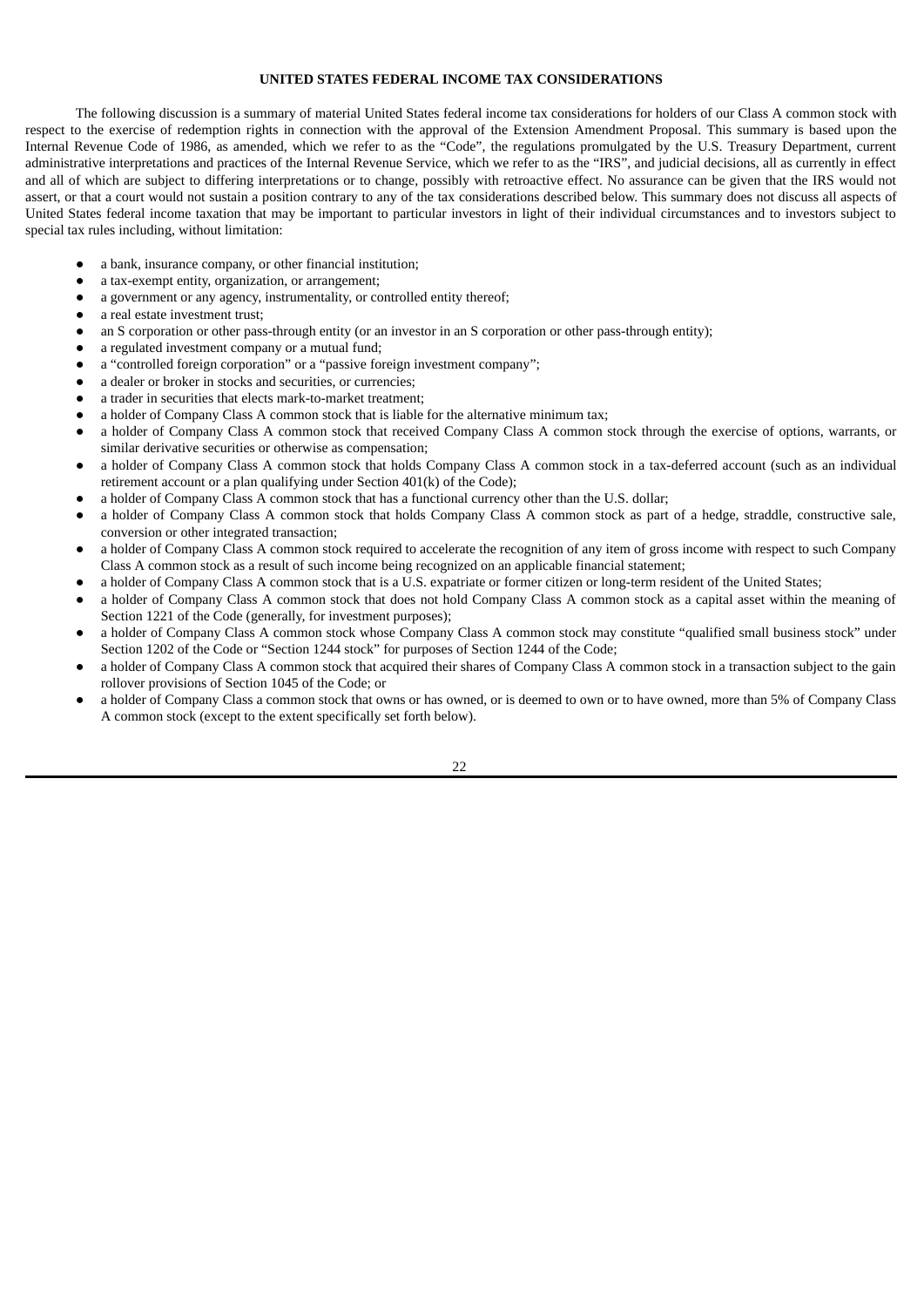**UNITED STATES FEDERAL INCOME TAX CONSIDERATIONS**

The following discussion is a summary of material United States federal income tax considerations for holders of our Class A common stock with respect to the exercise of redemption rights in connection with the approval of the Extension Amendment Proposal. This summary is based upon the Internal Revenue Code of 1986, as amended, which we refer to as the "Code", the regulations promulgated by the U.S. Treasury Department, current administrative interpretations and practices of the Internal Revenue Service, which we refer to as the "IRS", and judicial decisions, all as currently in effect and all of which are subject to differing interpretations or to change, possibly with retroactive effect. No assurance can be given that the IRS would not assert, or that a court would not sustain a position contrary to any of the tax considerations described below. This summary does not discuss all aspects of United States federal income taxation that may be important to particular investors in light of their individual circumstances and to investors subject to special tax rules including, without limitation:

- a bank, insurance company, or other financial institution;
- a tax-exempt entity, organization, or arrangement;
- a government or any agency, instrumentality, or controlled entity thereof;
- a real estate investment trust;
- an S corporation or other pass-through entity (or an investor in an S corporation or other pass-through entity);
- a regulated investment company or a mutual fund;
- a "controlled foreign corporation" or a "passive foreign investment company";
- a dealer or broker in stocks and securities, or currencies;
- a trader in securities that elects mark-to-market treatment;
- a holder of Company Class A common stock that is liable for the alternative minimum tax;
- a holder of Company Class A common stock that received Company Class A common stock through the exercise of options, warrants, or similar derivative securities or otherwise as compensation;
- a holder of Company Class A common stock that holds Company Class A common stock in a tax-deferred account (such as an individual retirement account or a plan qualifying under Section 401(k) of the Code);
- a holder of Company Class A common stock that has a functional currency other than the U.S. dollar;
- a holder of Company Class A common stock that holds Company Class A common stock as part of a hedge, straddle, constructive sale, conversion or other integrated transaction;
- a holder of Company Class A common stock required to accelerate the recognition of any item of gross income with respect to such Company Class A common stock as a result of such income being recognized on an applicable financial statement;
- a holder of Company Class A common stock that is a U.S. expatriate or former citizen or long-term resident of the United States;
- a holder of Company Class A common stock that does not hold Company Class A common stock as a capital asset within the meaning of Section 1221 of the Code (generally, for investment purposes);
- a holder of Company Class A common stock whose Company Class A common stock may constitute "qualified small business stock" under Section 1202 of the Code or "Section 1244 stock" for purposes of Section 1244 of the Code;
- a holder of Company Class A common stock that acquired their shares of Company Class A common stock in a transaction subject to the gain rollover provisions of Section 1045 of the Code; or
- a holder of Company Class a common stock that owns or has owned, or is deemed to own or to have owned, more than 5% of Company Class A common stock (except to the extent specifically set forth below).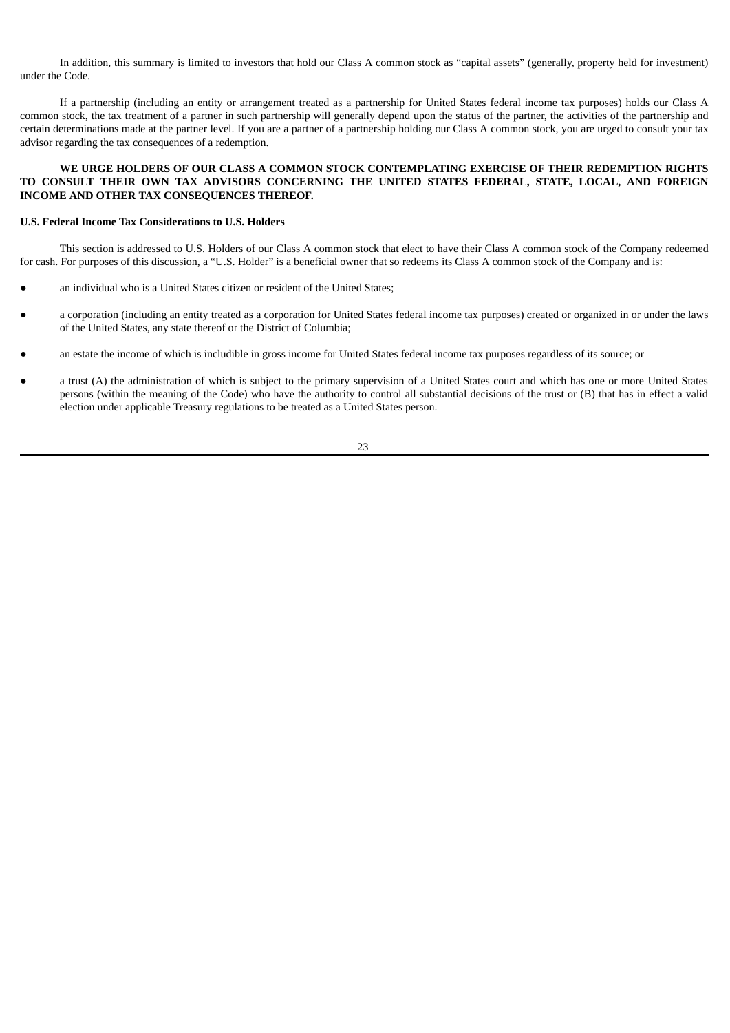In addition, this summary is limited to investors that hold our Class A common stock as "capital assets" (generally, property held for investment) under the Code.

If a partnership (including an entity or arrangement treated as a partnership for United States federal income tax purposes) holds our Class A common stock, the tax treatment of a partner in such partnership will generally depend upon the status of the partner, the activities of the partnership and certain determinations made at the partner level. If you are a partner of a partnership holding our Class A common stock, you are urged to consult your tax advisor regarding the tax consequences of a redemption.

**WE URGE HOLDERS OF OUR CLASS A COMMON STOCK CONTEMPLATING EXERCISE OF THEIR REDEMPTION RIGHTS TO CONSULT THEIR OWN TAX ADVISORS CONCERNING THE UNITED STATES FEDERAL, STATE, LOCAL, AND FOREIGN INCOME AND OTHER TAX CONSEQUENCES THEREOF.**

**U.S. Federal Income Tax Considerations to U.S. Holders**

This section is addressed to U.S. Holders of our Class A common stock that elect to have their Class A common stock of the Company redeemed for cash. For purposes of this discussion, a "U.S. Holder" is a beneficial owner that so redeems its Class A common stock of the Company and is:

- an individual who is a United States citizen or resident of the United States;
- a corporation (including an entity treated as a corporation for United States federal income tax purposes) created or organized in or under the laws of the United States, any state thereof or the District of Columbia;
- an estate the income of which is includible in gross income for United States federal income tax purposes regardless of its source; or
- a trust (A) the administration of which is subject to the primary supervision of a United States court and which has one or more United States persons (within the meaning of the Code) who have the authority to control all substantial decisions of the trust or (B) that has in effect a valid election under applicable Treasury regulations to be treated as a United States person.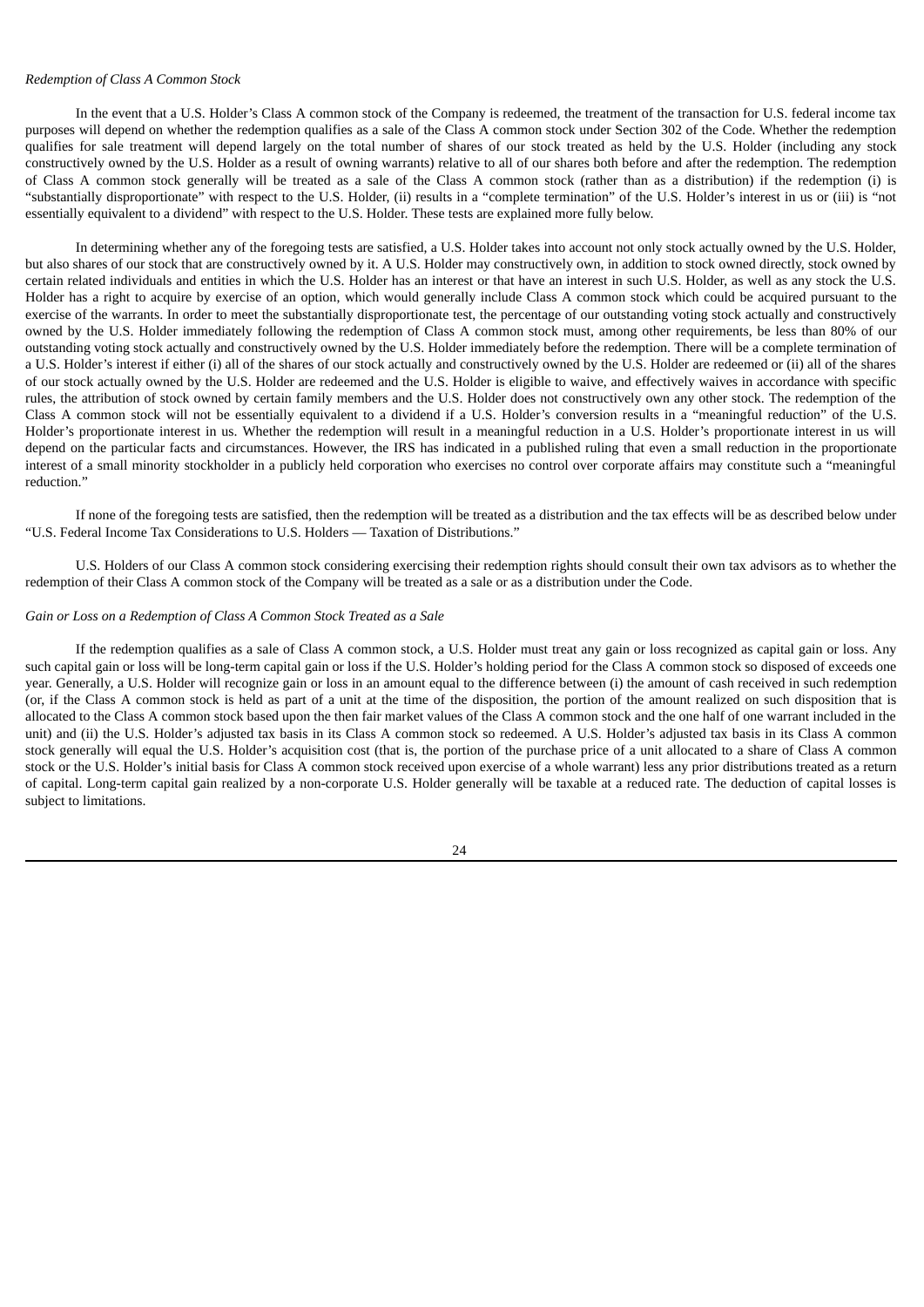*Redemption of Class A Common Stock*

In the event that a U.S. Holder's Class A common stock of the Company is redeemed, the treatment of the transaction for U.S. federal income tax purposes will depend on whether the redemption qualifies as a sale of the Class A common stock under Section 302 of the Code. Whether the redemption qualifies for sale treatment will depend largely on the total number of shares of our stock treated as held by the U.S. Holder (including any stock constructively owned by the U.S. Holder as a result of owning warrants) relative to all of our shares both before and after the redemption. The redemption of Class A common stock generally will be treated as a sale of the Class A common stock (rather than as a distribution) if the redemption (i) is "substantially disproportionate" with respect to the U.S. Holder, (ii) results in a "complete termination" of the U.S. Holder's interest in us or (iii) is "not essentially equivalent to a dividend" with respect to the U.S. Holder. These tests are explained more fully below.

In determining whether any of the foregoing tests are satisfied, a U.S. Holder takes into account not only stock actually owned by the U.S. Holder, but also shares of our stock that are constructively owned by it. A U.S. Holder may constructively own, in addition to stock owned directly, stock owned by certain related individuals and entities in which the U.S. Holder has an interest or that have an interest in such U.S. Holder, as well as any stock the U.S. Holder has a right to acquire by exercise of an option, which would generally include Class A common stock which could be acquired pursuant to the exercise of the warrants. In order to meet the substantially disproportionate test, the percentage of our outstanding voting stock actually and constructively owned by the U.S. Holder immediately following the redemption of Class A common stock must, among other requirements, be less than 80% of our outstanding voting stock actually and constructively owned by the U.S. Holder immediately before the redemption. There will be a complete termination of a U.S. Holder's interest if either (i) all of the shares of our stock actually and constructively owned by the U.S. Holder are redeemed or (ii) all of the shares of our stock actually owned by the U.S. Holder are redeemed and the U.S. Holder is eligible to waive, and effectively waives in accordance with specific rules, the attribution of stock owned by certain family members and the U.S. Holder does not constructively own any other stock. The redemption of the Class A common stock will not be essentially equivalent to a dividend if a U.S. Holder's conversion results in a "meaningful reduction" of the U.S. Holder's proportionate interest in us. Whether the redemption will result in a meaningful reduction in a U.S. Holder's proportionate interest in us will depend on the particular facts and circumstances. However, the IRS has indicated in a published ruling that even a small reduction in the proportionate interest of a small minority stockholder in a publicly held corporation who exercises no control over corporate affairs may constitute such a "meaningful reduction."

If none of the foregoing tests are satisfied, then the redemption will be treated as a distribution and the tax effects will be as described below under "U.S. Federal Income Tax Considerations to U.S. Holders — Taxation of Distributions."

U.S. Holders of our Class A common stock considering exercising their redemption rights should consult their own tax advisors as to whether the redemption of their Class A common stock of the Company will be treated as a sale or as a distribution under the Code.

*Gain or Loss on a Redemption of Class A Common Stock Treated as a Sale*

If the redemption qualifies as a sale of Class A common stock, a U.S. Holder must treat any gain or loss recognized as capital gain or loss. Any such capital gain or loss will be long-term capital gain or loss if the U.S. Holder's holding period for the Class A common stock so disposed of exceeds one year. Generally, a U.S. Holder will recognize gain or loss in an amount equal to the difference between (i) the amount of cash received in such redemption (or, if the Class A common stock is held as part of a unit at the time of the disposition, the portion of the amount realized on such disposition that is allocated to the Class A common stock based upon the then fair market values of the Class A common stock and the one half of one warrant included in the unit) and (ii) the U.S. Holder's adjusted tax basis in its Class A common stock so redeemed. A U.S. Holder's adjusted tax basis in its Class A common stock generally will equal the U.S. Holder's acquisition cost (that is, the portion of the purchase price of a unit allocated to a share of Class A common stock or the U.S. Holder's initial basis for Class A common stock received upon exercise of a whole warrant) less any prior distributions treated as a return of capital. Long-term capital gain realized by a non-corporate U.S. Holder generally will be taxable at a reduced rate. The deduction of capital losses is subject to limitations.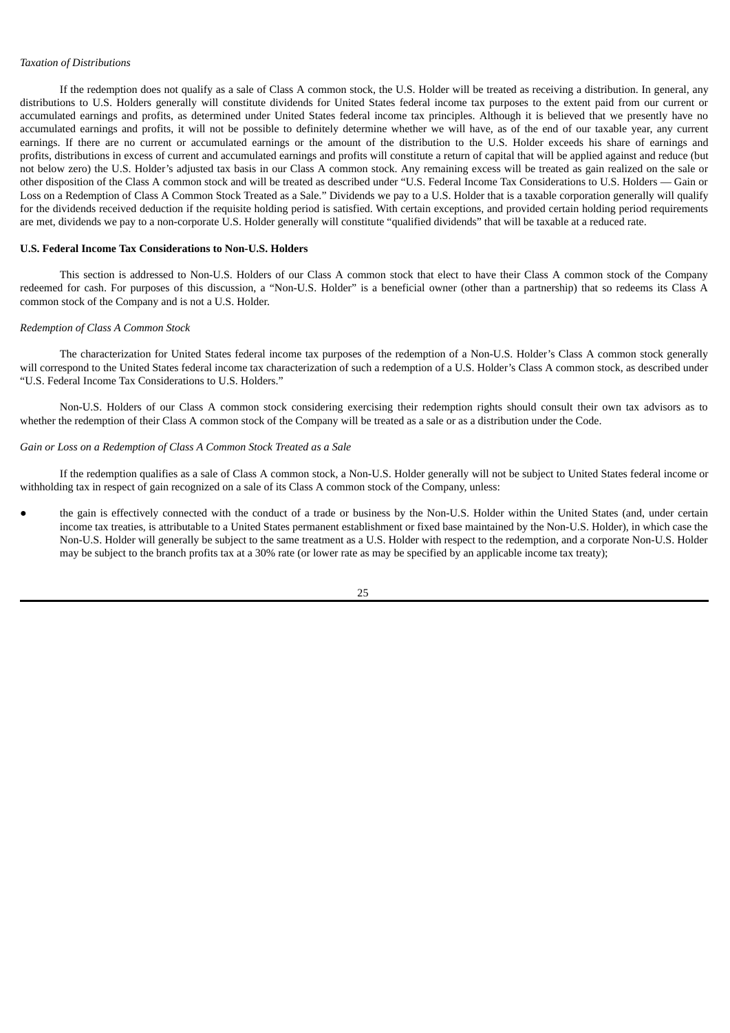*Taxation of Distributions*

If the redemption does not qualify as a sale of Class A common stock, the U.S. Holder will be treated as receiving a distribution. In general, any distributions to U.S. Holders generally will constitute dividends for United States federal income tax purposes to the extent paid from our current or accumulated earnings and profits, as determined under United States federal income tax principles. Although it is believed that we presently have no accumulated earnings and profits, it will not be possible to definitely determine whether we will have, as of the end of our taxable year, any current earnings. If there are no current or accumulated earnings or the amount of the distribution to the U.S. Holder exceeds his share of earnings and profits, distributions in excess of current and accumulated earnings and profits will constitute a return of capital that will be applied against and reduce (but not below zero) the U.S. Holder's adjusted tax basis in our Class A common stock. Any remaining excess will be treated as gain realized on the sale or other disposition of the Class A common stock and will be treated as described under "U.S. Federal Income Tax Considerations to U.S. Holders — Gain or Loss on a Redemption of Class A Common Stock Treated as a Sale." Dividends we pay to a U.S. Holder that is a taxable corporation generally will qualify for the dividends received deduction if the requisite holding period is satisfied. With certain exceptions, and provided certain holding period requirements are met, dividends we pay to a non-corporate U.S. Holder generally will constitute "qualified dividends" that will be taxable at a reduced rate.

**U.S. Federal Income Tax Considerations to Non-U.S. Holders**

This section is addressed to Non-U.S. Holders of our Class A common stock that elect to have their Class A common stock of the Company redeemed for cash. For purposes of this discussion, a "Non-U.S. Holder" is a beneficial owner (other than a partnership) that so redeems its Class A common stock of the Company and is not a U.S. Holder.

*Redemption of Class A Common Stock*

The characterization for United States federal income tax purposes of the redemption of a Non-U.S. Holder's Class A common stock generally will correspond to the United States federal income tax characterization of such a redemption of a U.S. Holder's Class A common stock, as described under "U.S. Federal Income Tax Considerations to U.S. Holders."

Non-U.S. Holders of our Class A common stock considering exercising their redemption rights should consult their own tax advisors as to whether the redemption of their Class A common stock of the Company will be treated as a sale or as a distribution under the Code.

*Gain or Loss on a Redemption of Class A Common Stock Treated as a Sale*

If the redemption qualifies as a sale of Class A common stock, a Non-U.S. Holder generally will not be subject to United States federal income or withholding tax in respect of gain recognized on a sale of its Class A common stock of the Company, unless:

- the gain is effectively connected with the conduct of a trade or business by the Non-U.S. Holder within the United States (and, under certain income tax treaties, is attributable to a United States permanent establishment or fixed base maintained by the Non-U.S. Holder), in which case the Non-U.S. Holder will generally be subject to the same treatment as a U.S. Holder with respect to the redemption, and a corporate Non-U.S. Holder may be subject to the branch profits tax at a 30% rate (or lower rate as may be specified by an applicable income tax treaty);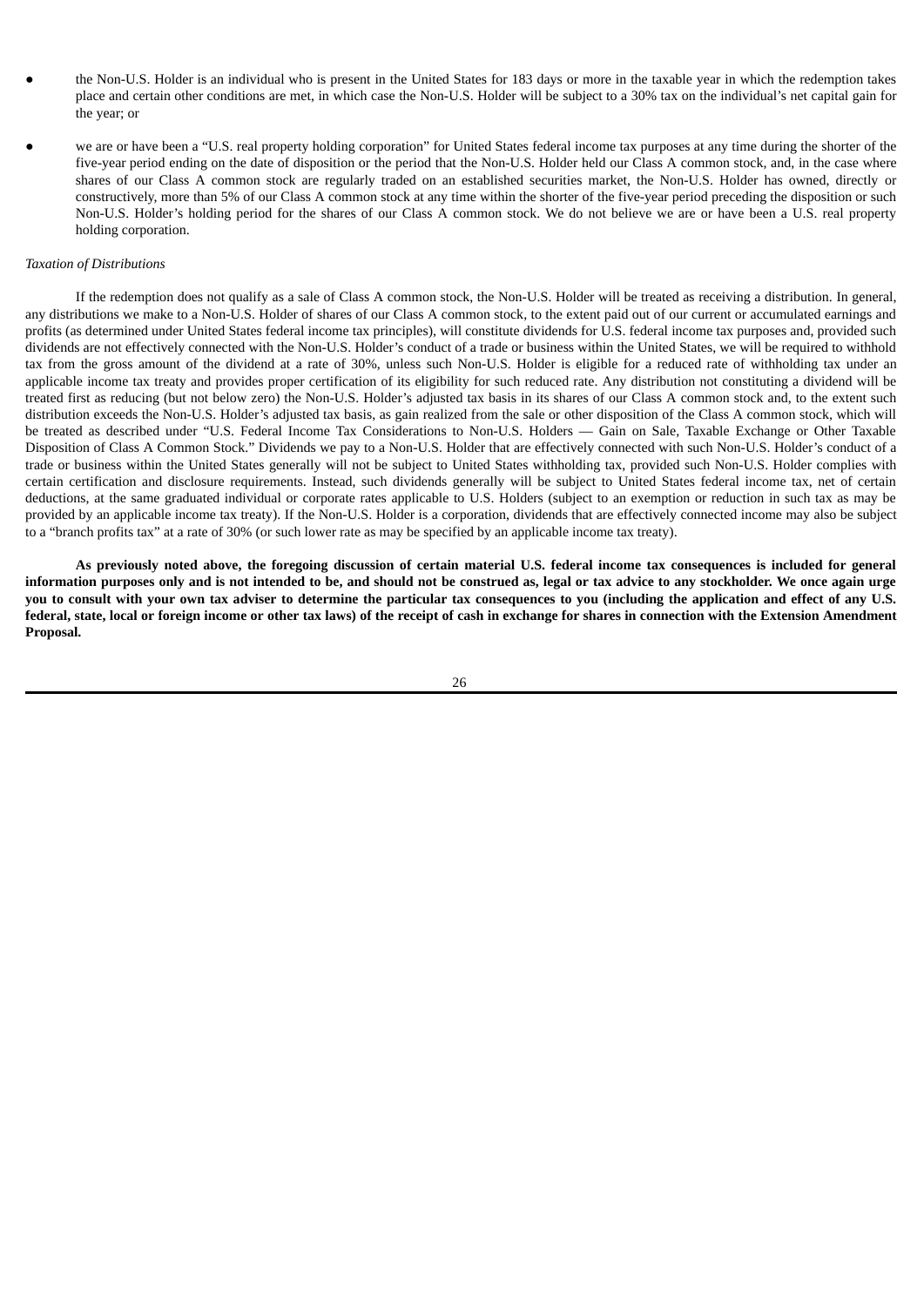- the Non-U.S. Holder is an individual who is present in the United States for 183 days or more in the taxable year in which the redemption takes place and certain other conditions are met, in which case the Non-U.S. Holder will be subject to a 30% tax on the individual's net capital gain for the year; or
- we are or have been a "U.S. real property holding corporation" for United States federal income tax purposes at any time during the shorter of the five-year period ending on the date of disposition or the period that the Non-U.S. Holder held our Class A common stock, and, in the case where shares of our Class A common stock are regularly traded on an established securities market, the Non-U.S. Holder has owned, directly or constructively, more than 5% of our Class A common stock at any time within the shorter of the five-year period preceding the disposition or such Non-U.S. Holder's holding period for the shares of our Class A common stock. We do not believe we are or have been a U.S. real property holding corporation.

*Taxation of Distributions*

If the redemption does not qualify as a sale of Class A common stock, the Non-U.S. Holder will be treated as receiving a distribution. In general, any distributions we make to a Non-U.S. Holder of shares of our Class A common stock, to the extent paid out of our current or accumulated earnings and profits (as determined under United States federal income tax principles), will constitute dividends for U.S. federal income tax purposes and, provided such dividends are not effectively connected with the Non-U.S. Holder's conduct of a trade or business within the United States, we will be required to withhold tax from the gross amount of the dividend at a rate of 30%, unless such Non-U.S. Holder is eligible for a reduced rate of withholding tax under an applicable income tax treaty and provides proper certification of its eligibility for such reduced rate. Any distribution not constituting a dividend will be treated first as reducing (but not below zero) the Non-U.S. Holder's adjusted tax basis in its shares of our Class A common stock and, to the extent such distribution exceeds the Non-U.S. Holder's adjusted tax basis, as gain realized from the sale or other disposition of the Class A common stock, which will be treated as described under "U.S. Federal Income Tax Considerations to Non-U.S. Holders — Gain on Sale, Taxable Exchange or Other Taxable Disposition of Class A Common Stock." Dividends we pay to a Non-U.S. Holder that are effectively connected with such Non-U.S. Holder's conduct of a trade or business within the United States generally will not be subject to United States withholding tax, provided such Non-U.S. Holder complies with certain certification and disclosure requirements. Instead, such dividends generally will be subject to United States federal income tax, net of certain deductions, at the same graduated individual or corporate rates applicable to U.S. Holders (subject to an exemption or reduction in such tax as may be provided by an applicable income tax treaty). If the Non-U.S. Holder is a corporation, dividends that are effectively connected income may also be subject to a "branch profits tax" at a rate of 30% (or such lower rate as may be specified by an applicable income tax treaty).

**As previously noted above, the foregoing discussion of certain material U.S. federal income tax consequences is included for general information purposes only and is not intended to be, and should not be construed as, legal or tax advice to any stockholder. We once again urge you to consult with your own tax adviser to determine the particular tax consequences to you (including the application and effect of any U.S. federal, state, local or foreign income or other tax laws) of the receipt of cash in exchange for shares in connection with the Extension Amendment Proposal.**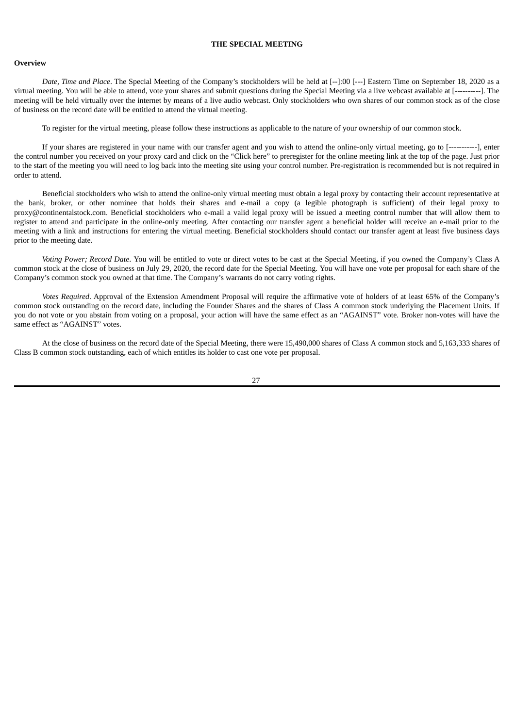## THE SPECIAL MEETING

**Overview**

*Date, Time and Place*. The Special Meeting of the Company's stockholders will be held at [--]:00 [---] Eastern Time on September 18, 2020 as a virtual meeting. You will be able to attend, vote your shares and submit questions during the Special Meeting via a live webcast available at [----------]. The meeting will be held virtually over the internet by means of a live audio webcast. Only stockholders who own shares of our common stock as of the close of business on the record date will be entitled to attend the virtual meeting.

To register for the virtual meeting, please follow these instructions as applicable to the nature of your ownership of our common stock.

If your shares are registered in your name with our transfer agent and you wish to attend the online-only virtual meeting, go to [-----------], enter the control number you received on your proxy card and click on the "Click here" to preregister for the online meeting link at the top of the page. Just prior to the start of the meeting you will need to log back into the meeting site using your control number. Pre-registration is recommended but is not required in order to attend.

Beneficial stockholders who wish to attend the online-only virtual meeting must obtain a legal proxy by contacting their account representative at the bank, broker, or other nominee that holds their shares and e-mail a copy (a legible photograph is sufficient) of their legal proxy to proxy@continentalstock.com. Beneficial stockholders who e-mail a valid legal proxy will be issued a meeting control number that will allow them to register to attend and participate in the online-only meeting. After contacting our transfer agent a beneficial holder will receive an e-mail prior to the meeting with a link and instructions for entering the virtual meeting. Beneficial stockholders should contact our transfer agent at least five business days prior to the meeting date.

*Voting Power; Record Date*. You will be entitled to vote or direct votes to be cast at the Special Meeting, if you owned the Company's Class A common stock at the close of business on July 29, 2020, the record date for the Special Meeting. You will have one vote per proposal for each share of the Company's common stock you owned at that time. The Company's warrants do not carry voting rights.

*Votes Required*. Approval of the Extension Amendment Proposal will require the affirmative vote of holders of at least 65% of the Company's common stock outstanding on the record date, including the Founder Shares and the shares of Class A common stock underlying the Placement Units. If you do not vote or you abstain from voting on a proposal, your action will have the same effect as an "AGAINST" vote. Broker non-votes will have the same effect as "AGAINST" votes.

At the close of business on the record date of the Special Meeting, there were 15,490,000 shares of Class A common stock and 5,163,333 shares of Class B common stock outstanding, each of which entitles its holder to cast one vote per proposal.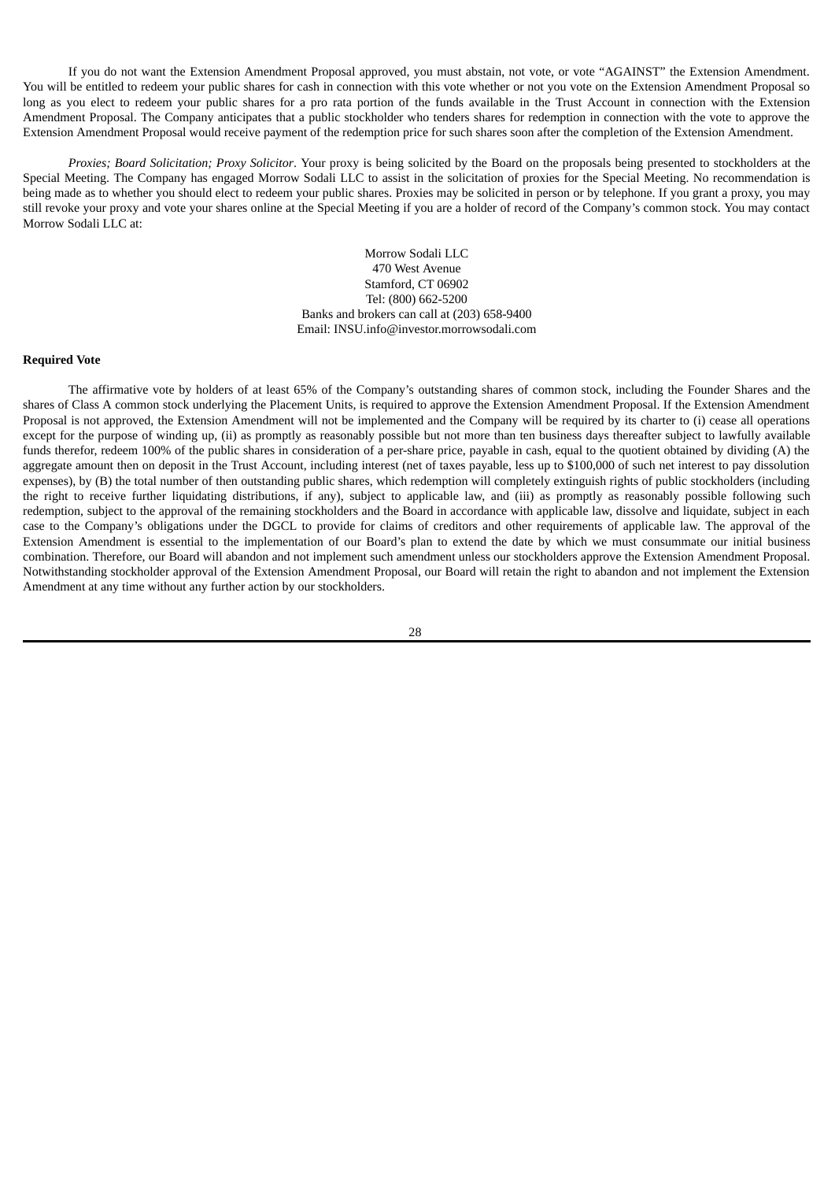If you do not want the Extension Amendment Proposal approved, you must abstain, not vote, or vote "AGAINST" the Extension Amendment. You will be entitled to redeem your public shares for cash in connection with this vote whether or not you vote on the Extension Amendment Proposal so long as you elect to redeem your public shares for a pro rata portion of the funds available in the Trust Account in connection with the Extension Amendment Proposal. The Company anticipates that a public stockholder who tenders shares for redemption in connection with the vote to approve the Extension Amendment Proposal would receive payment of the redemption price for such shares soon after the completion of the Extension Amendment.

*Proxies; Board Solicitation; Proxy Solicitor*. Your proxy is being solicited by the Board on the proposals being presented to stockholders at the Special Meeting. The Company has engaged Morrow Sodali LLC to assist in the solicitation of proxies for the Special Meeting. No recommendation is being made as to whether you should elect to redeem your public shares. Proxies may be solicited in person or by telephone. If you grant a proxy, you may still revoke your proxy and vote your shares online at the Special Meeting if you are a holder of record of the Company's common stock. You may contact Morrow Sodali LLC at:

Morrow Sodali LLC
470 West Avenue
Stamford, CT 06902
Tel: (800) 662-5200
Banks and brokers can call at (203) 658-9400
Email: INSU.info@investor.morrowsodali.com

**Required Vote**

The affirmative vote by holders of at least 65% of the Company's outstanding shares of common stock, including the Founder Shares and the shares of Class A common stock underlying the Placement Units, is required to approve the Extension Amendment Proposal. If the Extension Amendment Proposal is not approved, the Extension Amendment will not be implemented and the Company will be required by its charter to (i) cease all operations except for the purpose of winding up, (ii) as promptly as reasonably possible but not more than ten business days thereafter subject to lawfully available funds therefor, redeem 100% of the public shares in consideration of a per-share price, payable in cash, equal to the quotient obtained by dividing (A) the aggregate amount then on deposit in the Trust Account, including interest (net of taxes payable, less up to $100,000 of such net interest to pay dissolution expenses), by (B) the total number of then outstanding public shares, which redemption will completely extinguish rights of public stockholders (including the right to receive further liquidating distributions, if any), subject to applicable law, and (iii) as promptly as reasonably possible following such redemption, subject to the approval of the remaining stockholders and the Board in accordance with applicable law, dissolve and liquidate, subject in each case to the Company's obligations under the DGCL to provide for claims of creditors and other requirements of applicable law. The approval of the Extension Amendment is essential to the implementation of our Board's plan to extend the date by which we must consummate our initial business combination. Therefore, our Board will abandon and not implement such amendment unless our stockholders approve the Extension Amendment Proposal. Notwithstanding stockholder approval of the Extension Amendment Proposal, our Board will retain the right to abandon and not implement the Extension Amendment at any time without any further action by our stockholders.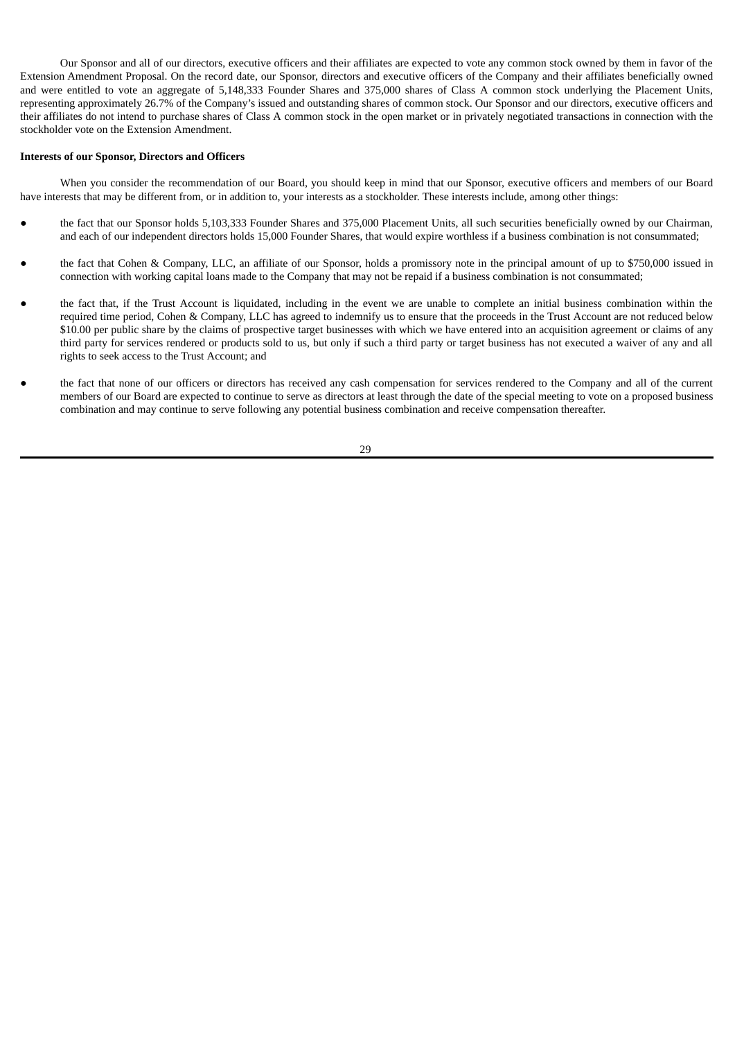Our Sponsor and all of our directors, executive officers and their affiliates are expected to vote any common stock owned by them in favor of the Extension Amendment Proposal. On the record date, our Sponsor, directors and executive officers of the Company and their affiliates beneficially owned and were entitled to vote an aggregate of 5,148,333 Founder Shares and 375,000 shares of Class A common stock underlying the Placement Units, representing approximately 26.7% of the Company's issued and outstanding shares of common stock. Our Sponsor and our directors, executive officers and their affiliates do not intend to purchase shares of Class A common stock in the open market or in privately negotiated transactions in connection with the stockholder vote on the Extension Amendment.

**Interests of our Sponsor, Directors and Officers**

When you consider the recommendation of our Board, you should keep in mind that our Sponsor, executive officers and members of our Board have interests that may be different from, or in addition to, your interests as a stockholder. These interests include, among other things:

- the fact that our Sponsor holds 5,103,333 Founder Shares and 375,000 Placement Units, all such securities beneficially owned by our Chairman, and each of our independent directors holds 15,000 Founder Shares, that would expire worthless if a business combination is not consummated;
- the fact that Cohen & Company, LLC, an affiliate of our Sponsor, holds a promissory note in the principal amount of up to $750,000 issued in connection with working capital loans made to the Company that may not be repaid if a business combination is not consummated;
- the fact that, if the Trust Account is liquidated, including in the event we are unable to complete an initial business combination within the required time period, Cohen & Company, LLC has agreed to indemnify us to ensure that the proceeds in the Trust Account are not reduced below $10.00 per public share by the claims of prospective target businesses with which we have entered into an acquisition agreement or claims of any third party for services rendered or products sold to us, but only if such a third party or target business has not executed a waiver of any and all rights to seek access to the Trust Account; and
- the fact that none of our officers or directors has received any cash compensation for services rendered to the Company and all of the current members of our Board are expected to continue to serve as directors at least through the date of the special meeting to vote on a proposed business combination and may continue to serve following any potential business combination and receive compensation thereafter.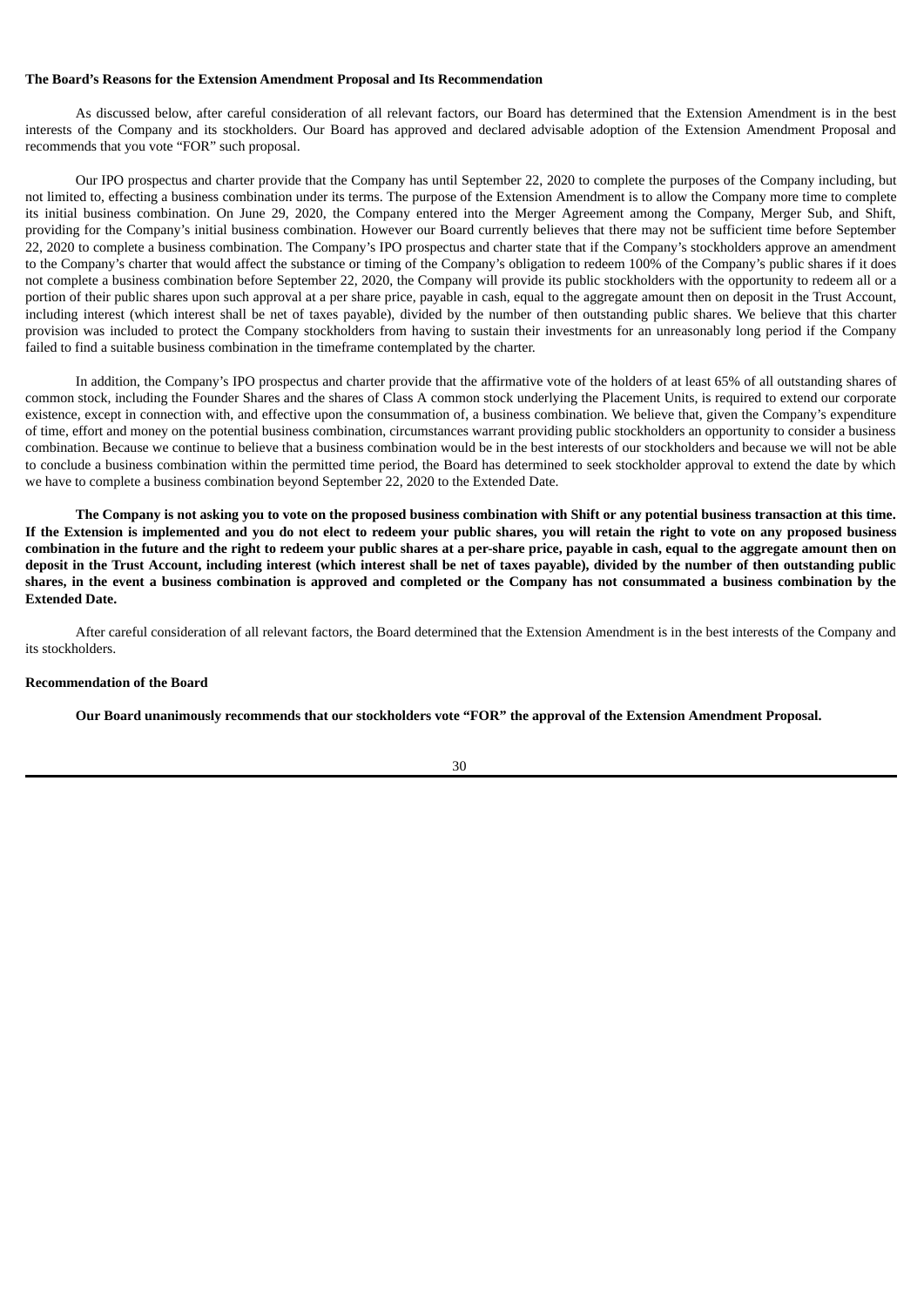**The Board's Reasons for the Extension Amendment Proposal and Its Recommendation**

As discussed below, after careful consideration of all relevant factors, our Board has determined that the Extension Amendment is in the best interests of the Company and its stockholders. Our Board has approved and declared advisable adoption of the Extension Amendment Proposal and recommends that you vote "FOR" such proposal.

Our IPO prospectus and charter provide that the Company has until September 22, 2020 to complete the purposes of the Company including, but not limited to, effecting a business combination under its terms. The purpose of the Extension Amendment is to allow the Company more time to complete its initial business combination. On June 29, 2020, the Company entered into the Merger Agreement among the Company, Merger Sub, and Shift, providing for the Company's initial business combination. However our Board currently believes that there may not be sufficient time before September 22, 2020 to complete a business combination. The Company's IPO prospectus and charter state that if the Company's stockholders approve an amendment to the Company's charter that would affect the substance or timing of the Company's obligation to redeem 100% of the Company's public shares if it does not complete a business combination before September 22, 2020, the Company will provide its public stockholders with the opportunity to redeem all or a portion of their public shares upon such approval at a per share price, payable in cash, equal to the aggregate amount then on deposit in the Trust Account, including interest (which interest shall be net of taxes payable), divided by the number of then outstanding public shares. We believe that this charter provision was included to protect the Company stockholders from having to sustain their investments for an unreasonably long period if the Company failed to find a suitable business combination in the timeframe contemplated by the charter.

In addition, the Company's IPO prospectus and charter provide that the affirmative vote of the holders of at least 65% of all outstanding shares of common stock, including the Founder Shares and the shares of Class A common stock underlying the Placement Units, is required to extend our corporate existence, except in connection with, and effective upon the consummation of, a business combination. We believe that, given the Company's expenditure of time, effort and money on the potential business combination, circumstances warrant providing public stockholders an opportunity to consider a business combination. Because we continue to believe that a business combination would be in the best interests of our stockholders and because we will not be able to conclude a business combination within the permitted time period, the Board has determined to seek stockholder approval to extend the date by which we have to complete a business combination beyond September 22, 2020 to the Extended Date.

**The Company is not asking you to vote on the proposed business combination with Shift or any potential business transaction at this time. If the Extension is implemented and you do not elect to redeem your public shares, you will retain the right to vote on any proposed business combination in the future and the right to redeem your public shares at a per-share price, payable in cash, equal to the aggregate amount then on deposit in the Trust Account, including interest (which interest shall be net of taxes payable), divided by the number of then outstanding public shares, in the event a business combination is approved and completed or the Company has not consummated a business combination by the Extended Date.**

After careful consideration of all relevant factors, the Board determined that the Extension Amendment is in the best interests of the Company and its stockholders.

**Recommendation of the Board**

**Our Board unanimously recommends that our stockholders vote "FOR" the approval of the Extension Amendment Proposal.**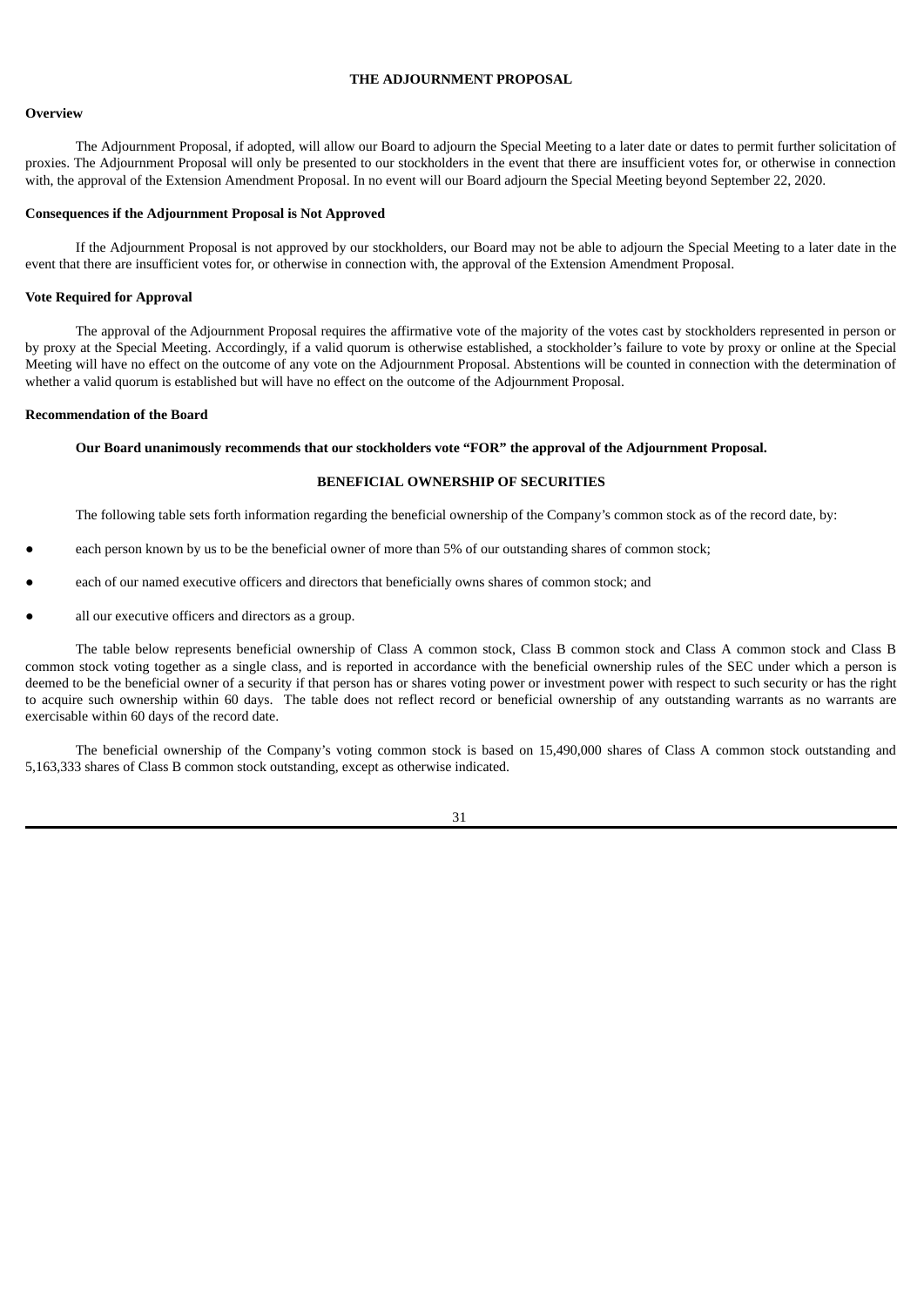## THE ADJOURNMENT PROPOSAL

### Overview

The Adjournment Proposal, if adopted, will allow our Board to adjourn the Special Meeting to a later date or dates to permit further solicitation of proxies. The Adjournment Proposal will only be presented to our stockholders in the event that there are insufficient votes for, or otherwise in connection with, the approval of the Extension Amendment Proposal. In no event will our Board adjourn the Special Meeting beyond September 22, 2020.

### Consequences if the Adjournment Proposal is Not Approved

If the Adjournment Proposal is not approved by our stockholders, our Board may not be able to adjourn the Special Meeting to a later date in the event that there are insufficient votes for, or otherwise in connection with, the approval of the Extension Amendment Proposal.

### Vote Required for Approval

The approval of the Adjournment Proposal requires the affirmative vote of the majority of the votes cast by stockholders represented in person or by proxy at the Special Meeting. Accordingly, if a valid quorum is otherwise established, a stockholder's failure to vote by proxy or online at the Special Meeting will have no effect on the outcome of any vote on the Adjournment Proposal. Abstentions will be counted in connection with the determination of whether a valid quorum is established but will have no effect on the outcome of the Adjournment Proposal.

### Recommendation of the Board

**Our Board unanimously recommends that our stockholders vote "FOR" the approval of the Adjournment Proposal.**

## BENEFICIAL OWNERSHIP OF SECURITIES

The following table sets forth information regarding the beneficial ownership of the Company's common stock as of the record date, by:

- each person known by us to be the beneficial owner of more than 5% of our outstanding shares of common stock;
- each of our named executive officers and directors that beneficially owns shares of common stock; and
- all our executive officers and directors as a group.

The table below represents beneficial ownership of Class A common stock, Class B common stock and Class A common stock and Class B common stock voting together as a single class, and is reported in accordance with the beneficial ownership rules of the SEC under which a person is deemed to be the beneficial owner of a security if that person has or shares voting power or investment power with respect to such security or has the right to acquire such ownership within 60 days. The table does not reflect record or beneficial ownership of any outstanding warrants as no warrants are exercisable within 60 days of the record date.

The beneficial ownership of the Company's voting common stock is based on 15,490,000 shares of Class A common stock outstanding and 5,163,333 shares of Class B common stock outstanding, except as otherwise indicated.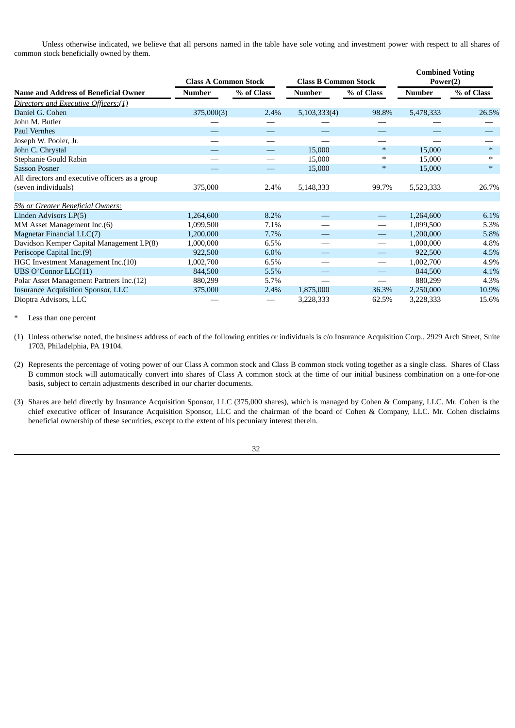Unless otherwise indicated, we believe that all persons named in the table have sole voting and investment power with respect to all shares of common stock beneficially owned by them.

| | Class A Common Stock | | Class B Common Stock | | Combined Voting Power(2) | |
|---|---|---|---|---|---|---|
| **Name and Address of Beneficial Owner** | **Number** | **% of Class** | **Number** | **% of Class** | **Number** | **% of Class** |
| *Directors and Executive Officers:(1)* | | | | | | |
| Daniel G. Cohen | 375,000(3) | 2.4% | 5,103,333(4) | 98.8% | 5,478,333 | 26.5% |
| John M. Butler | — | — | — | — | — | — |
| Paul Vernhes | — | — | — | — | — | — |
| Joseph W. Pooler, Jr. | — | — | — | — | — | — |
| John C. Chrystal | — | — | 15,000 | * | 15,000 | * |
| Stephanie Gould Rabin | — | — | 15,000 | * | 15,000 | * |
| Sasson Posner | — | — | 15,000 | * | 15,000 | * |
| All directors and executive officers as a group (seven individuals) | 375,000 | 2.4% | 5,148,333 | 99.7% | 5,523,333 | 26.7% |
| *5% or Greater Beneficial Owners:* | | | | | | |
| Linden Advisors LP(5) | 1,264,600 | 8.2% | — | — | 1,264,600 | 6.1% |
| MM Asset Management Inc.(6) | 1,099,500 | 7.1% | — | — | 1,099,500 | 5.3% |
| Magnetar Financial LLC(7) | 1,200,000 | 7.7% | — | — | 1,200,000 | 5.8% |
| Davidson Kemper Capital Management LP(8) | 1,000,000 | 6.5% | — | — | 1,000,000 | 4.8% |
| Periscope Capital Inc.(9) | 922,500 | 6.0% | — | — | 922,500 | 4.5% |
| HGC Investment Management Inc.(10) | 1,002,700 | 6.5% | — | — | 1,002,700 | 4.9% |
| UBS O'Connor LLC(11) | 844,500 | 5.5% | — | — | 844,500 | 4.1% |
| Polar Asset Management Partners Inc.(12) | 880,299 | 5.7% | — | — | 880,299 | 4.3% |
| Insurance Acquisition Sponsor, LLC | 375,000 | 2.4% | 1,875,000 | 36.3% | 2,250,000 | 10.9% |
| Dioptra Advisors, LLC | — | — | 3,228,333 | 62.5% | 3,228,333 | 15.6% |

\* Less than one percent

(1) Unless otherwise noted, the business address of each of the following entities or individuals is c/o Insurance Acquisition Corp., 2929 Arch Street, Suite 1703, Philadelphia, PA 19104.

(2) Represents the percentage of voting power of our Class A common stock and Class B common stock voting together as a single class. Shares of Class B common stock will automatically convert into shares of Class A common stock at the time of our initial business combination on a one-for-one basis, subject to certain adjustments described in our charter documents.

(3) Shares are held directly by Insurance Acquisition Sponsor, LLC (375,000 shares), which is managed by Cohen & Company, LLC. Mr. Cohen is the chief executive officer of Insurance Acquisition Sponsor, LLC and the chairman of the board of Cohen & Company, LLC. Mr. Cohen disclaims beneficial ownership of these securities, except to the extent of his pecuniary interest therein.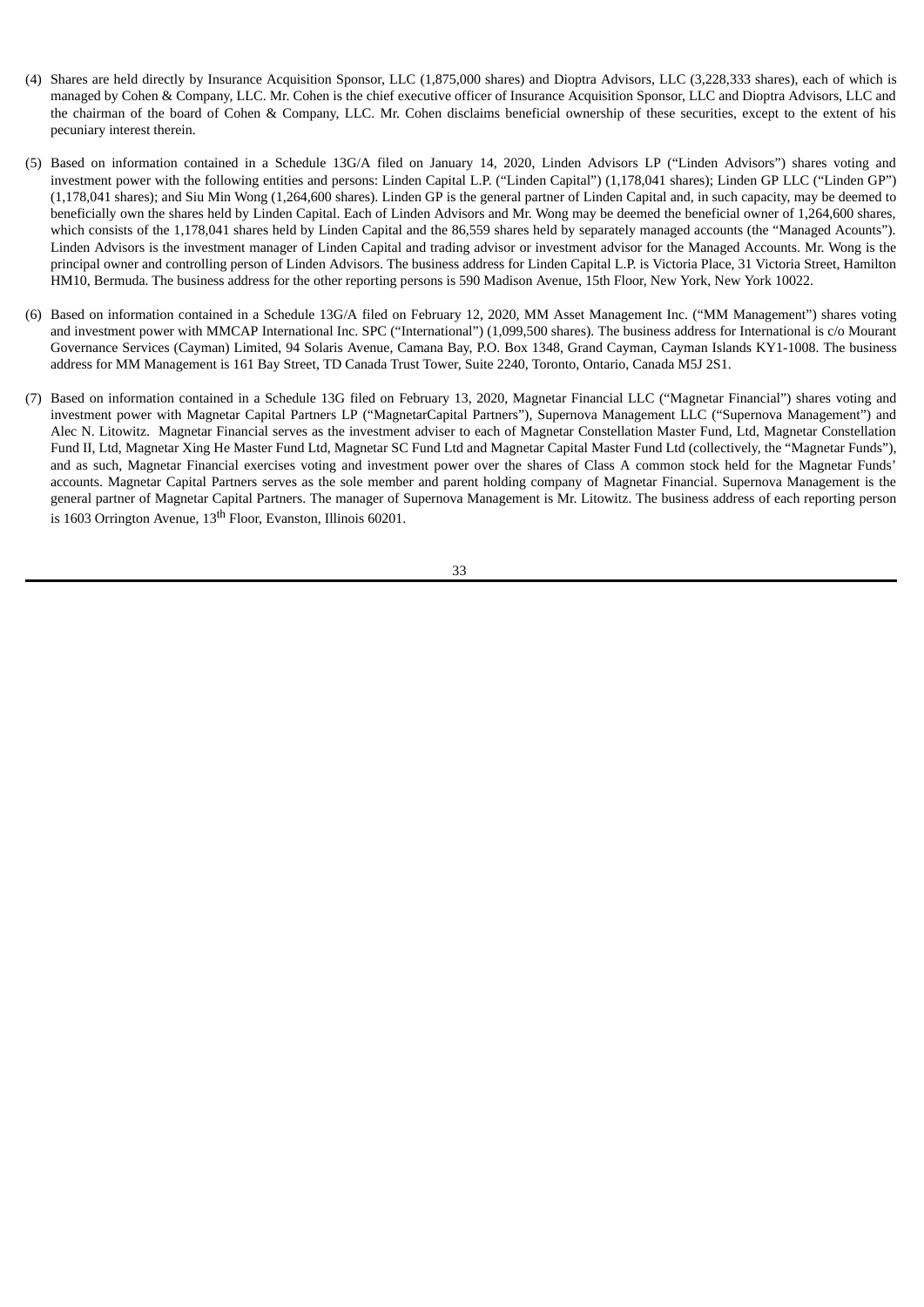(4) Shares are held directly by Insurance Acquisition Sponsor, LLC (1,875,000 shares) and Dioptra Advisors, LLC (3,228,333 shares), each of which is managed by Cohen & Company, LLC. Mr. Cohen is the chief executive officer of Insurance Acquisition Sponsor, LLC and Dioptra Advisors, LLC and the chairman of the board of Cohen & Company, LLC. Mr. Cohen disclaims beneficial ownership of these securities, except to the extent of his pecuniary interest therein.

(5) Based on information contained in a Schedule 13G/A filed on January 14, 2020, Linden Advisors LP ("Linden Advisors") shares voting and investment power with the following entities and persons: Linden Capital L.P. ("Linden Capital") (1,178,041 shares); Linden GP LLC ("Linden GP") (1,178,041 shares); and Siu Min Wong (1,264,600 shares). Linden GP is the general partner of Linden Capital and, in such capacity, may be deemed to beneficially own the shares held by Linden Capital. Each of Linden Advisors and Mr. Wong may be deemed the beneficial owner of 1,264,600 shares, which consists of the 1,178,041 shares held by Linden Capital and the 86,559 shares held by separately managed accounts (the "Managed Acounts"). Linden Advisors is the investment manager of Linden Capital and trading advisor or investment advisor for the Managed Accounts. Mr. Wong is the principal owner and controlling person of Linden Advisors. The business address for Linden Capital L.P. is Victoria Place, 31 Victoria Street, Hamilton HM10, Bermuda. The business address for the other reporting persons is 590 Madison Avenue, 15th Floor, New York, New York 10022.

(6) Based on information contained in a Schedule 13G/A filed on February 12, 2020, MM Asset Management Inc. ("MM Management") shares voting and investment power with MMCAP International Inc. SPC ("International") (1,099,500 shares). The business address for International is c/o Mourant Governance Services (Cayman) Limited, 94 Solaris Avenue, Camana Bay, P.O. Box 1348, Grand Cayman, Cayman Islands KY1-1008. The business address for MM Management is 161 Bay Street, TD Canada Trust Tower, Suite 2240, Toronto, Ontario, Canada M5J 2S1.

(7) Based on information contained in a Schedule 13G filed on February 13, 2020, Magnetar Financial LLC ("Magnetar Financial") shares voting and investment power with Magnetar Capital Partners LP ("MagnetarCapital Partners"), Supernova Management LLC ("Supernova Management") and Alec N. Litowitz. Magnetar Financial serves as the investment adviser to each of Magnetar Constellation Master Fund, Ltd, Magnetar Constellation Fund II, Ltd, Magnetar Xing He Master Fund Ltd, Magnetar SC Fund Ltd and Magnetar Capital Master Fund Ltd (collectively, the "Magnetar Funds"), and as such, Magnetar Financial exercises voting and investment power over the shares of Class A common stock held for the Magnetar Funds' accounts. Magnetar Capital Partners serves as the sole member and parent holding company of Magnetar Financial. Supernova Management is the general partner of Magnetar Capital Partners. The manager of Supernova Management is Mr. Litowitz. The business address of each reporting person is 1603 Orrington Avenue, 13th Floor, Evanston, Illinois 60201.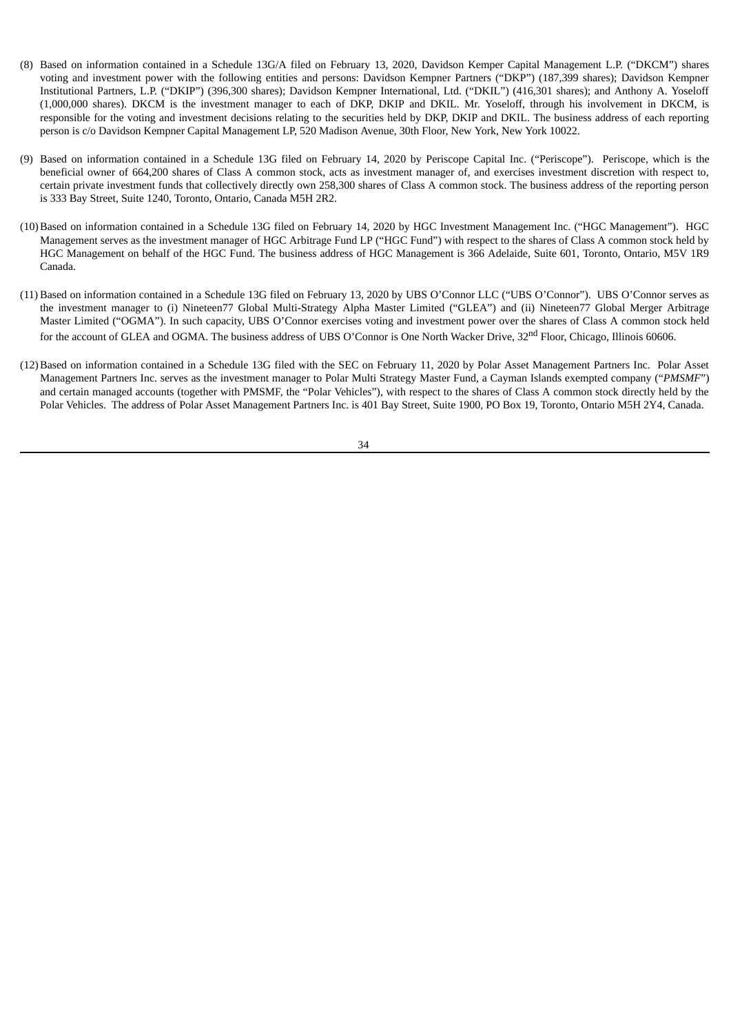(8) Based on information contained in a Schedule 13G/A filed on February 13, 2020, Davidson Kemper Capital Management L.P. ("DKCM") shares voting and investment power with the following entities and persons: Davidson Kempner Partners ("DKP") (187,399 shares); Davidson Kempner Institutional Partners, L.P. ("DKIP") (396,300 shares); Davidson Kempner International, Ltd. ("DKIL") (416,301 shares); and Anthony A. Yoseloff (1,000,000 shares). DKCM is the investment manager to each of DKP, DKIP and DKIL. Mr. Yoseloff, through his involvement in DKCM, is responsible for the voting and investment decisions relating to the securities held by DKP, DKIP and DKIL. The business address of each reporting person is c/o Davidson Kempner Capital Management LP, 520 Madison Avenue, 30th Floor, New York, New York 10022.

(9) Based on information contained in a Schedule 13G filed on February 14, 2020 by Periscope Capital Inc. ("Periscope"). Periscope, which is the beneficial owner of 664,200 shares of Class A common stock, acts as investment manager of, and exercises investment discretion with respect to, certain private investment funds that collectively directly own 258,300 shares of Class A common stock. The business address of the reporting person is 333 Bay Street, Suite 1240, Toronto, Ontario, Canada M5H 2R2.

(10) Based on information contained in a Schedule 13G filed on February 14, 2020 by HGC Investment Management Inc. ("HGC Management"). HGC Management serves as the investment manager of HGC Arbitrage Fund LP ("HGC Fund") with respect to the shares of Class A common stock held by HGC Management on behalf of the HGC Fund. The business address of HGC Management is 366 Adelaide, Suite 601, Toronto, Ontario, M5V 1R9 Canada.

(11) Based on information contained in a Schedule 13G filed on February 13, 2020 by UBS O'Connor LLC ("UBS O'Connor"). UBS O'Connor serves as the investment manager to (i) Nineteen77 Global Multi-Strategy Alpha Master Limited ("GLEA") and (ii) Nineteen77 Global Merger Arbitrage Master Limited ("OGMA"). In such capacity, UBS O'Connor exercises voting and investment power over the shares of Class A common stock held for the account of GLEA and OGMA. The business address of UBS O'Connor is One North Wacker Drive, 32nd Floor, Chicago, Illinois 60606.

(12) Based on information contained in a Schedule 13G filed with the SEC on February 11, 2020 by Polar Asset Management Partners Inc. Polar Asset Management Partners Inc. serves as the investment manager to Polar Multi Strategy Master Fund, a Cayman Islands exempted company ("*PMSMF*") and certain managed accounts (together with PMSMF, the "Polar Vehicles"), with respect to the shares of Class A common stock directly held by the Polar Vehicles. The address of Polar Asset Management Partners Inc. is 401 Bay Street, Suite 1900, PO Box 19, Toronto, Ontario M5H 2Y4, Canada.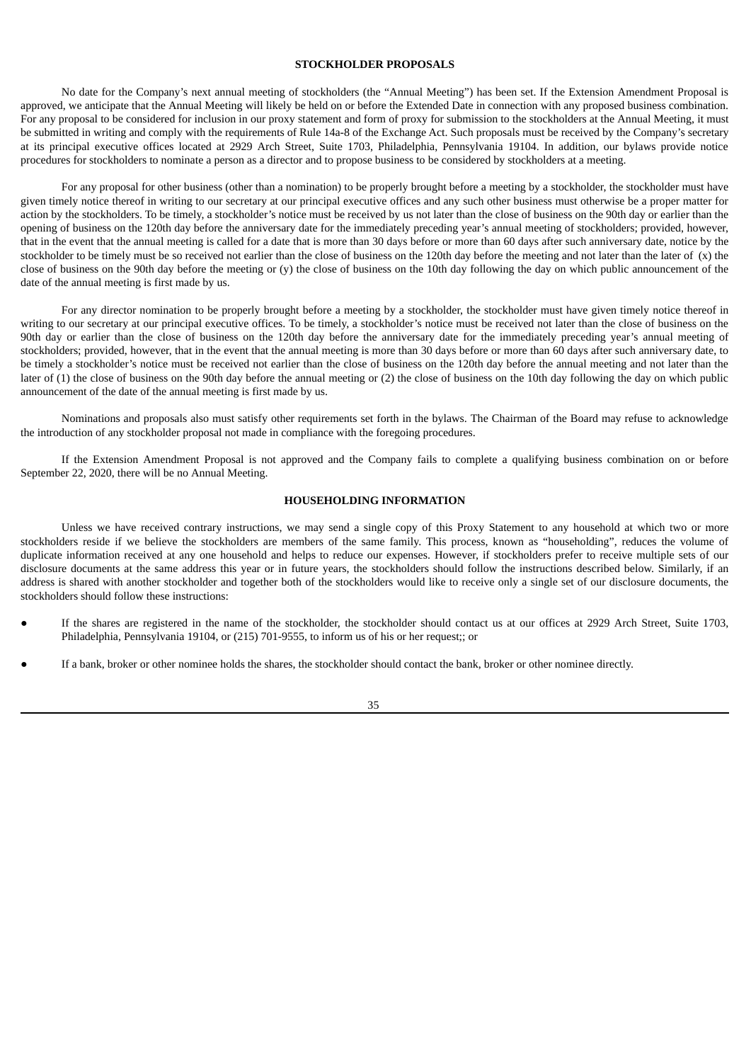## STOCKHOLDER PROPOSALS

No date for the Company's next annual meeting of stockholders (the "Annual Meeting") has been set. If the Extension Amendment Proposal is approved, we anticipate that the Annual Meeting will likely be held on or before the Extended Date in connection with any proposed business combination. For any proposal to be considered for inclusion in our proxy statement and form of proxy for submission to the stockholders at the Annual Meeting, it must be submitted in writing and comply with the requirements of Rule 14a-8 of the Exchange Act. Such proposals must be received by the Company's secretary at its principal executive offices located at 2929 Arch Street, Suite 1703, Philadelphia, Pennsylvania 19104. In addition, our bylaws provide notice procedures for stockholders to nominate a person as a director and to propose business to be considered by stockholders at a meeting.

For any proposal for other business (other than a nomination) to be properly brought before a meeting by a stockholder, the stockholder must have given timely notice thereof in writing to our secretary at our principal executive offices and any such other business must otherwise be a proper matter for action by the stockholders. To be timely, a stockholder's notice must be received by us not later than the close of business on the 90th day or earlier than the opening of business on the 120th day before the anniversary date for the immediately preceding year's annual meeting of stockholders; provided, however, that in the event that the annual meeting is called for a date that is more than 30 days before or more than 60 days after such anniversary date, notice by the stockholder to be timely must be so received not earlier than the close of business on the 120th day before the meeting and not later than the later of (x) the close of business on the 90th day before the meeting or (y) the close of business on the 10th day following the day on which public announcement of the date of the annual meeting is first made by us.

For any director nomination to be properly brought before a meeting by a stockholder, the stockholder must have given timely notice thereof in writing to our secretary at our principal executive offices. To be timely, a stockholder's notice must be received not later than the close of business on the 90th day or earlier than the close of business on the 120th day before the anniversary date for the immediately preceding year's annual meeting of stockholders; provided, however, that in the event that the annual meeting is more than 30 days before or more than 60 days after such anniversary date, to be timely a stockholder's notice must be received not earlier than the close of business on the 120th day before the annual meeting and not later than the later of (1) the close of business on the 90th day before the annual meeting or (2) the close of business on the 10th day following the day on which public announcement of the date of the annual meeting is first made by us.

Nominations and proposals also must satisfy other requirements set forth in the bylaws. The Chairman of the Board may refuse to acknowledge the introduction of any stockholder proposal not made in compliance with the foregoing procedures.

If the Extension Amendment Proposal is not approved and the Company fails to complete a qualifying business combination on or before September 22, 2020, there will be no Annual Meeting.

## HOUSEHOLDING INFORMATION

Unless we have received contrary instructions, we may send a single copy of this Proxy Statement to any household at which two or more stockholders reside if we believe the stockholders are members of the same family. This process, known as "householding", reduces the volume of duplicate information received at any one household and helps to reduce our expenses. However, if stockholders prefer to receive multiple sets of our disclosure documents at the same address this year or in future years, the stockholders should follow the instructions described below. Similarly, if an address is shared with another stockholder and together both of the stockholders would like to receive only a single set of our disclosure documents, the stockholders should follow these instructions:

- If the shares are registered in the name of the stockholder, the stockholder should contact us at our offices at 2929 Arch Street, Suite 1703, Philadelphia, Pennsylvania 19104, or (215) 701-9555, to inform us of his or her request;; or
- If a bank, broker or other nominee holds the shares, the stockholder should contact the bank, broker or other nominee directly.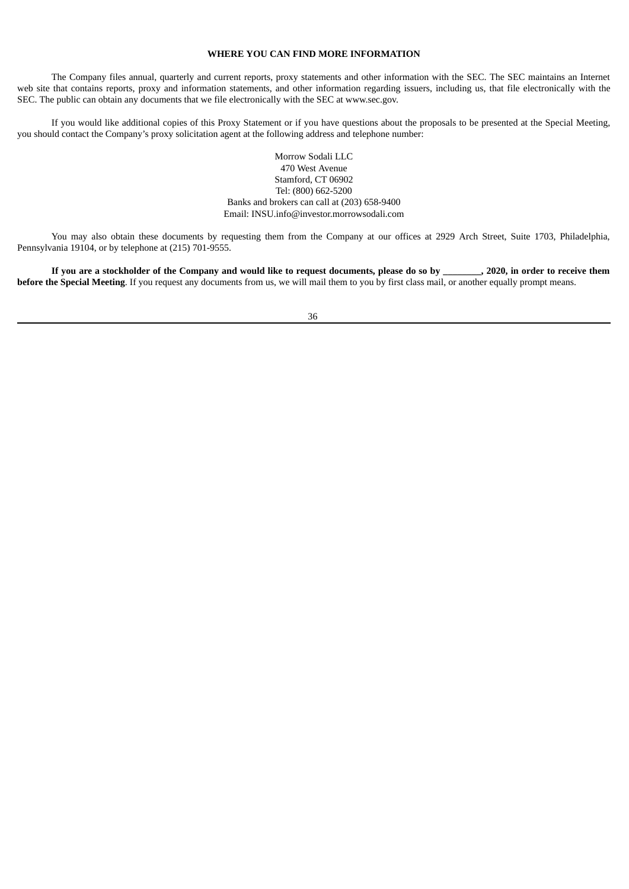## WHERE YOU CAN FIND MORE INFORMATION

The Company files annual, quarterly and current reports, proxy statements and other information with the SEC. The SEC maintains an Internet web site that contains reports, proxy and information statements, and other information regarding issuers, including us, that file electronically with the SEC. The public can obtain any documents that we file electronically with the SEC at www.sec.gov.

If you would like additional copies of this Proxy Statement or if you have questions about the proposals to be presented at the Special Meeting, you should contact the Company's proxy solicitation agent at the following address and telephone number:

Morrow Sodali LLC
470 West Avenue
Stamford, CT 06902
Tel: (800) 662-5200
Banks and brokers can call at (203) 658-9400
Email: INSU.info@investor.morrowsodali.com

You may also obtain these documents by requesting them from the Company at our offices at 2929 Arch Street, Suite 1703, Philadelphia, Pennsylvania 19104, or by telephone at (215) 701-9555.

**If you are a stockholder of the Company and would like to request documents, please do so by ________, 2020, in order to receive them before the Special Meeting**. If you request any documents from us, we will mail them to you by first class mail, or another equally prompt means.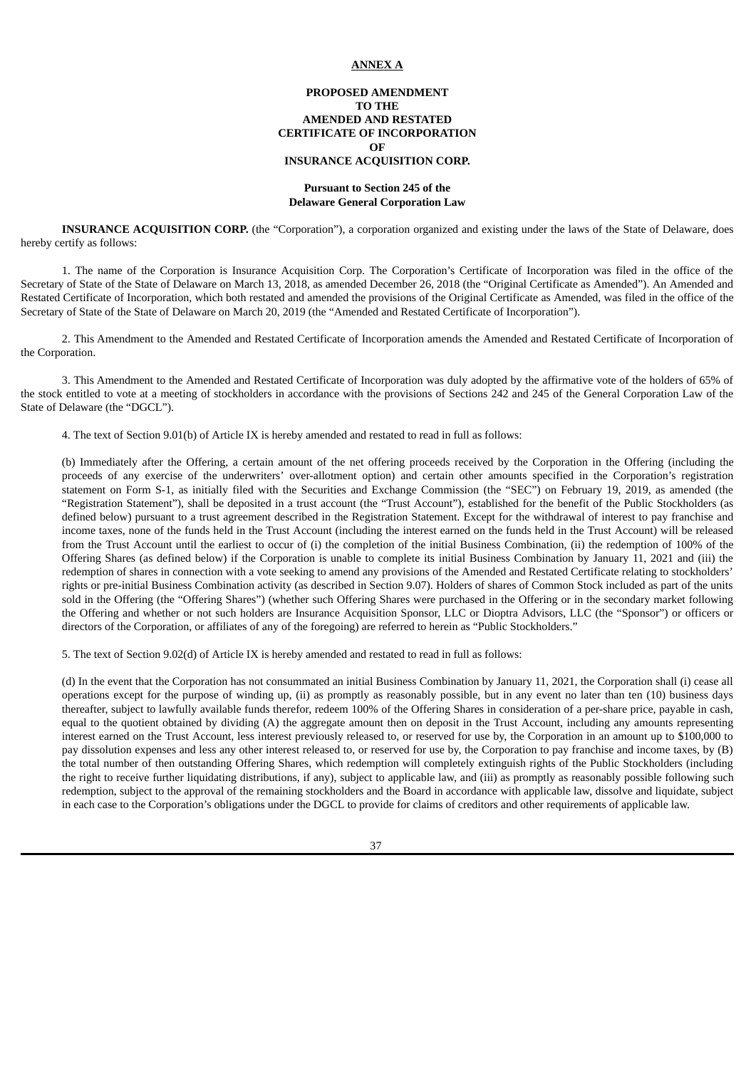**ANNEX A**

**PROPOSED AMENDMENT
TO THE
AMENDED AND RESTATED
CERTIFICATE OF INCORPORATION
OF
INSURANCE ACQUISITION CORP.**

**Pursuant to Section 245 of the
Delaware General Corporation Law**

**INSURANCE ACQUISITION CORP.** (the "Corporation"), a corporation organized and existing under the laws of the State of Delaware, does hereby certify as follows:

1. The name of the Corporation is Insurance Acquisition Corp. The Corporation's Certificate of Incorporation was filed in the office of the Secretary of State of the State of Delaware on March 13, 2018, as amended December 26, 2018 (the "Original Certificate as Amended"). An Amended and Restated Certificate of Incorporation, which both restated and amended the provisions of the Original Certificate as Amended, was filed in the office of the Secretary of State of the State of Delaware on March 20, 2019 (the "Amended and Restated Certificate of Incorporation").

2. This Amendment to the Amended and Restated Certificate of Incorporation amends the Amended and Restated Certificate of Incorporation of the Corporation.

3. This Amendment to the Amended and Restated Certificate of Incorporation was duly adopted by the affirmative vote of the holders of 65% of the stock entitled to vote at a meeting of stockholders in accordance with the provisions of Sections 242 and 245 of the General Corporation Law of the State of Delaware (the "DGCL").

4. The text of Section 9.01(b) of Article IX is hereby amended and restated to read in full as follows:

(b) Immediately after the Offering, a certain amount of the net offering proceeds received by the Corporation in the Offering (including the proceeds of any exercise of the underwriters' over-allotment option) and certain other amounts specified in the Corporation's registration statement on Form S-1, as initially filed with the Securities and Exchange Commission (the "SEC") on February 19, 2019, as amended (the "Registration Statement"), shall be deposited in a trust account (the "Trust Account"), established for the benefit of the Public Stockholders (as defined below) pursuant to a trust agreement described in the Registration Statement. Except for the withdrawal of interest to pay franchise and income taxes, none of the funds held in the Trust Account (including the interest earned on the funds held in the Trust Account) will be released from the Trust Account until the earliest to occur of (i) the completion of the initial Business Combination, (ii) the redemption of 100% of the Offering Shares (as defined below) if the Corporation is unable to complete its initial Business Combination by January 11, 2021 and (iii) the redemption of shares in connection with a vote seeking to amend any provisions of the Amended and Restated Certificate relating to stockholders' rights or pre-initial Business Combination activity (as described in Section 9.07). Holders of shares of Common Stock included as part of the units sold in the Offering (the "Offering Shares") (whether such Offering Shares were purchased in the Offering or in the secondary market following the Offering and whether or not such holders are Insurance Acquisition Sponsor, LLC or Dioptra Advisors, LLC (the "Sponsor") or officers or directors of the Corporation, or affiliates of any of the foregoing) are referred to herein as "Public Stockholders."

5. The text of Section 9.02(d) of Article IX is hereby amended and restated to read in full as follows:

(d) In the event that the Corporation has not consummated an initial Business Combination by January 11, 2021, the Corporation shall (i) cease all operations except for the purpose of winding up, (ii) as promptly as reasonably possible, but in any event no later than ten (10) business days thereafter, subject to lawfully available funds therefor, redeem 100% of the Offering Shares in consideration of a per-share price, payable in cash, equal to the quotient obtained by dividing (A) the aggregate amount then on deposit in the Trust Account, including any amounts representing interest earned on the Trust Account, less interest previously released to, or reserved for use by, the Corporation in an amount up to $100,000 to pay dissolution expenses and less any other interest released to, or reserved for use by, the Corporation to pay franchise and income taxes, by (B) the total number of then outstanding Offering Shares, which redemption will completely extinguish rights of the Public Stockholders (including the right to receive further liquidating distributions, if any), subject to applicable law, and (iii) as promptly as reasonably possible following such redemption, subject to the approval of the remaining stockholders and the Board in accordance with applicable law, dissolve and liquidate, subject in each case to the Corporation's obligations under the DGCL to provide for claims of creditors and other requirements of applicable law.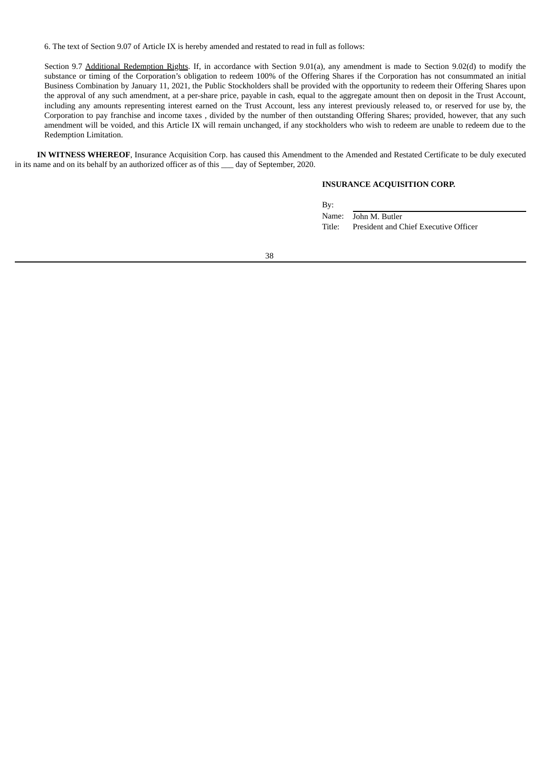6. The text of Section 9.07 of Article IX is hereby amended and restated to read in full as follows:

> Section 9.7 Additional Redemption Rights. If, in accordance with Section 9.01(a), any amendment is made to Section 9.02(d) to modify the substance or timing of the Corporation's obligation to redeem 100% of the Offering Shares if the Corporation has not consummated an initial Business Combination by January 11, 2021, the Public Stockholders shall be provided with the opportunity to redeem their Offering Shares upon the approval of any such amendment, at a per-share price, payable in cash, equal to the aggregate amount then on deposit in the Trust Account, including any amounts representing interest earned on the Trust Account, less any interest previously released to, or reserved for use by, the Corporation to pay franchise and income taxes , divided by the number of then outstanding Offering Shares; provided, however, that any such amendment will be voided, and this Article IX will remain unchanged, if any stockholders who wish to redeem are unable to redeem due to the Redemption Limitation.

**IN WITNESS WHEREOF**, Insurance Acquisition Corp. has caused this Amendment to the Amended and Restated Certificate to be duly executed in its name and on its behalf by an authorized officer as of this ___ day of September, 2020.

**INSURANCE ACQUISITION CORP.**

By: ______________________________

Name: John M. Butler

Title: President and Chief Executive Officer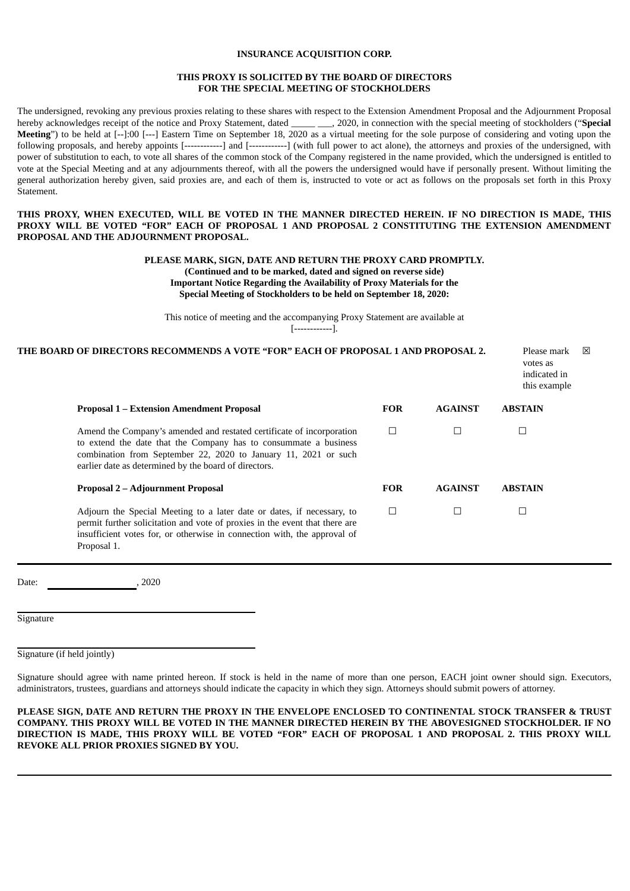**INSURANCE ACQUISITION CORP.**

**THIS PROXY IS SOLICITED BY THE BOARD OF DIRECTORS**
**FOR THE SPECIAL MEETING OF STOCKHOLDERS**

The undersigned, revoking any previous proxies relating to these shares with respect to the Extension Amendment Proposal and the Adjournment Proposal hereby acknowledges receipt of the notice and Proxy Statement, dated _____ ___, 2020, in connection with the special meeting of stockholders ("**Special Meeting**") to be held at [--]:00 [---] Eastern Time on September 18, 2020 as a virtual meeting for the sole purpose of considering and voting upon the following proposals, and hereby appoints [------------] and [------------] (with full power to act alone), the attorneys and proxies of the undersigned, with power of substitution to each, to vote all shares of the common stock of the Company registered in the name provided, which the undersigned is entitled to vote at the Special Meeting and at any adjournments thereof, with all the powers the undersigned would have if personally present. Without limiting the general authorization hereby given, said proxies are, and each of them is, instructed to vote or act as follows on the proposals set forth in this Proxy Statement.

**THIS PROXY, WHEN EXECUTED, WILL BE VOTED IN THE MANNER DIRECTED HEREIN. IF NO DIRECTION IS MADE, THIS PROXY WILL BE VOTED "FOR" EACH OF PROPOSAL 1 AND PROPOSAL 2 CONSTITUTING THE EXTENSION AMENDMENT PROPOSAL AND THE ADJOURNMENT PROPOSAL.**

**PLEASE MARK, SIGN, DATE AND RETURN THE PROXY CARD PROMPTLY.**
**(Continued and to be marked, dated and signed on reverse side)**
**Important Notice Regarding the Availability of Proxy Materials for the Special Meeting of Stockholders to be held on September 18, 2020:**

This notice of meeting and the accompanying Proxy Statement are available at [------------].

**THE BOARD OF DIRECTORS RECOMMENDS A VOTE "FOR" EACH OF PROPOSAL 1 AND PROPOSAL 2.** Please mark votes as indicated in this example ☒

| | | | |
|---|---|---|---|
| **Proposal 1 – Extension Amendment Proposal** | **FOR** | **AGAINST** | **ABSTAIN** |
| Amend the Company's amended and restated certificate of incorporation to extend the date that the Company has to consummate a business combination from September 22, 2020 to January 11, 2021 or such earlier date as determined by the board of directors. | ☐ | ☐ | ☐ |
| **Proposal 2 – Adjournment Proposal** | **FOR** | **AGAINST** | **ABSTAIN** |
| Adjourn the Special Meeting to a later date or dates, if necessary, to permit further solicitation and vote of proxies in the event that there are insufficient votes for, or otherwise in connection with, the approval of Proposal 1. | ☐ | ☐ | ☐ |

Date: ____________________, 2020

____________________________________
Signature

____________________________________
Signature (if held jointly)

Signature should agree with name printed hereon. If stock is held in the name of more than one person, EACH joint owner should sign. Executors, administrators, trustees, guardians and attorneys should indicate the capacity in which they sign. Attorneys should submit powers of attorney.

**PLEASE SIGN, DATE AND RETURN THE PROXY IN THE ENVELOPE ENCLOSED TO CONTINENTAL STOCK TRANSFER & TRUST COMPANY. THIS PROXY WILL BE VOTED IN THE MANNER DIRECTED HEREIN BY THE ABOVESIGNED STOCKHOLDER. IF NO DIRECTION IS MADE, THIS PROXY WILL BE VOTED "FOR" EACH OF PROPOSAL 1 AND PROPOSAL 2. THIS PROXY WILL REVOKE ALL PRIOR PROXIES SIGNED BY YOU.**